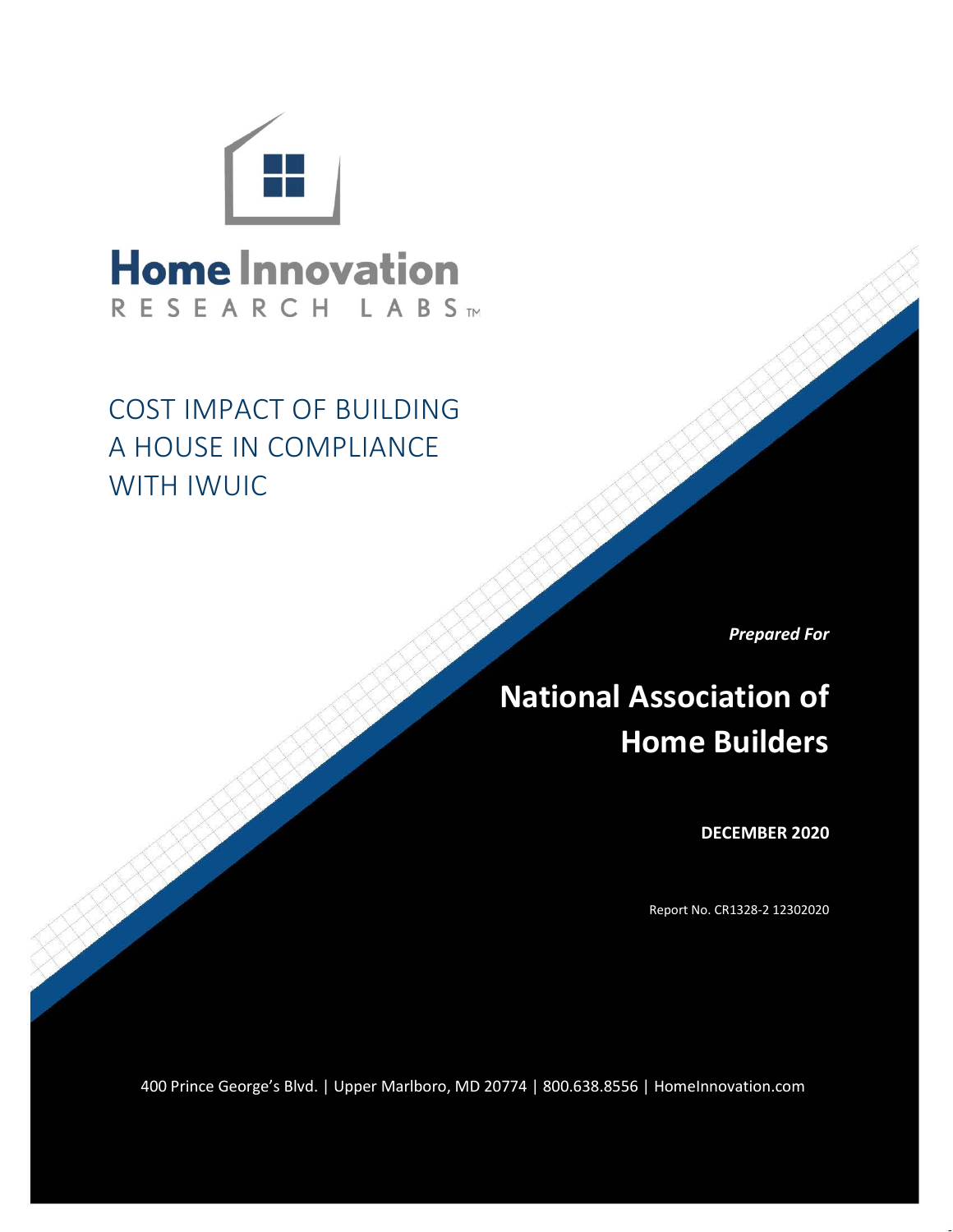Home Innovation
RESEARCH LABS™

# COST IMPACT OF BUILDING A HOUSE IN COMPLIANCE WITH IWUIC

*Prepared For*

## National Association of Home Builders

**DECEMBER 2020**

Report No. CR1328-2 12302020

400 Prince George's Blvd. | Upper Marlboro, MD 20774 | 800.638.8556 | HomeInnovation.com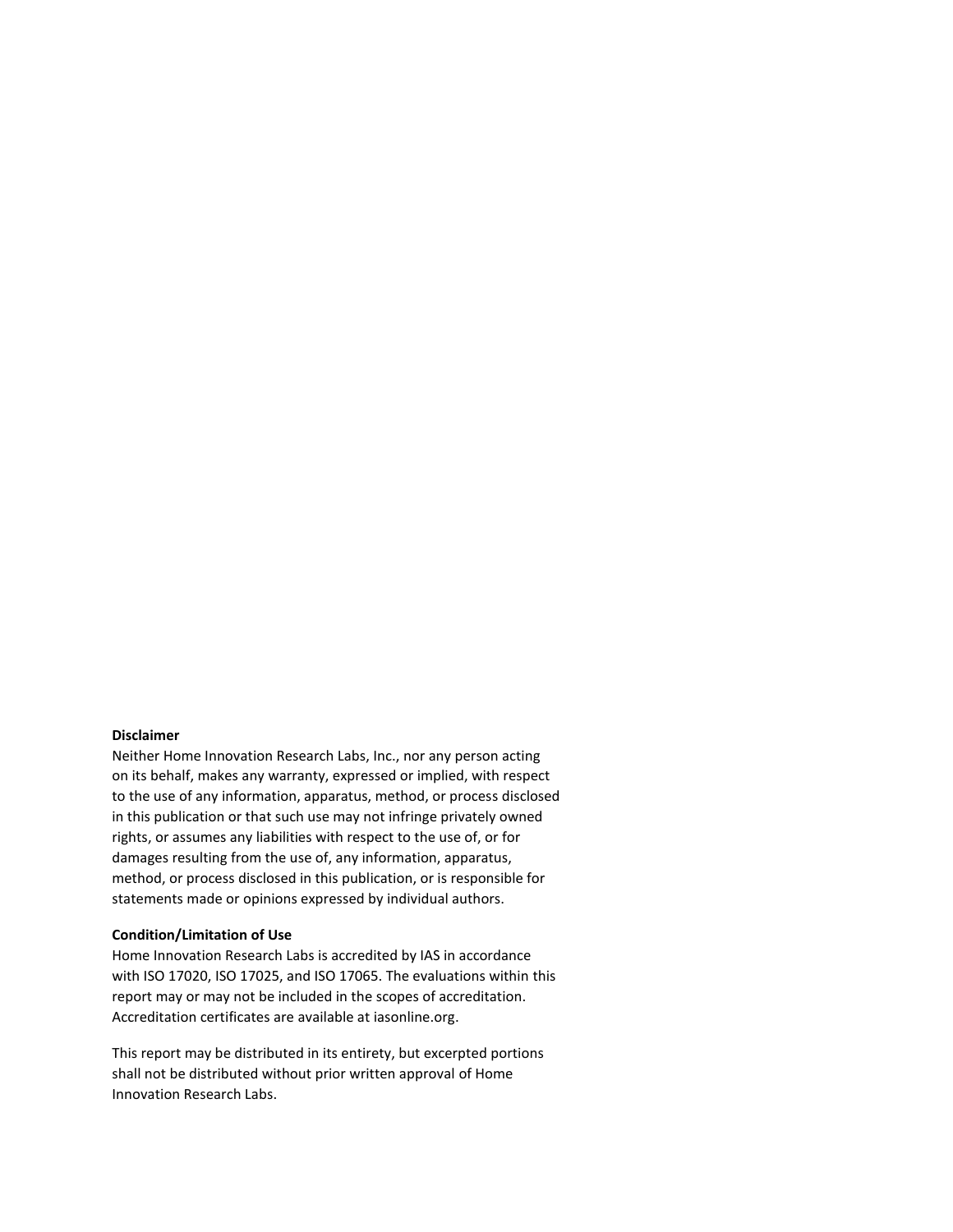**Disclaimer**

Neither Home Innovation Research Labs, Inc., nor any person acting on its behalf, makes any warranty, expressed or implied, with respect to the use of any information, apparatus, method, or process disclosed in this publication or that such use may not infringe privately owned rights, or assumes any liabilities with respect to the use of, or for damages resulting from the use of, any information, apparatus, method, or process disclosed in this publication, or is responsible for statements made or opinions expressed by individual authors.

**Condition/Limitation of Use**

Home Innovation Research Labs is accredited by IAS in accordance with ISO 17020, ISO 17025, and ISO 17065. The evaluations within this report may or may not be included in the scopes of accreditation. Accreditation certificates are available at iasonline.org.

This report may be distributed in its entirety, but excerpted portions shall not be distributed without prior written approval of Home Innovation Research Labs.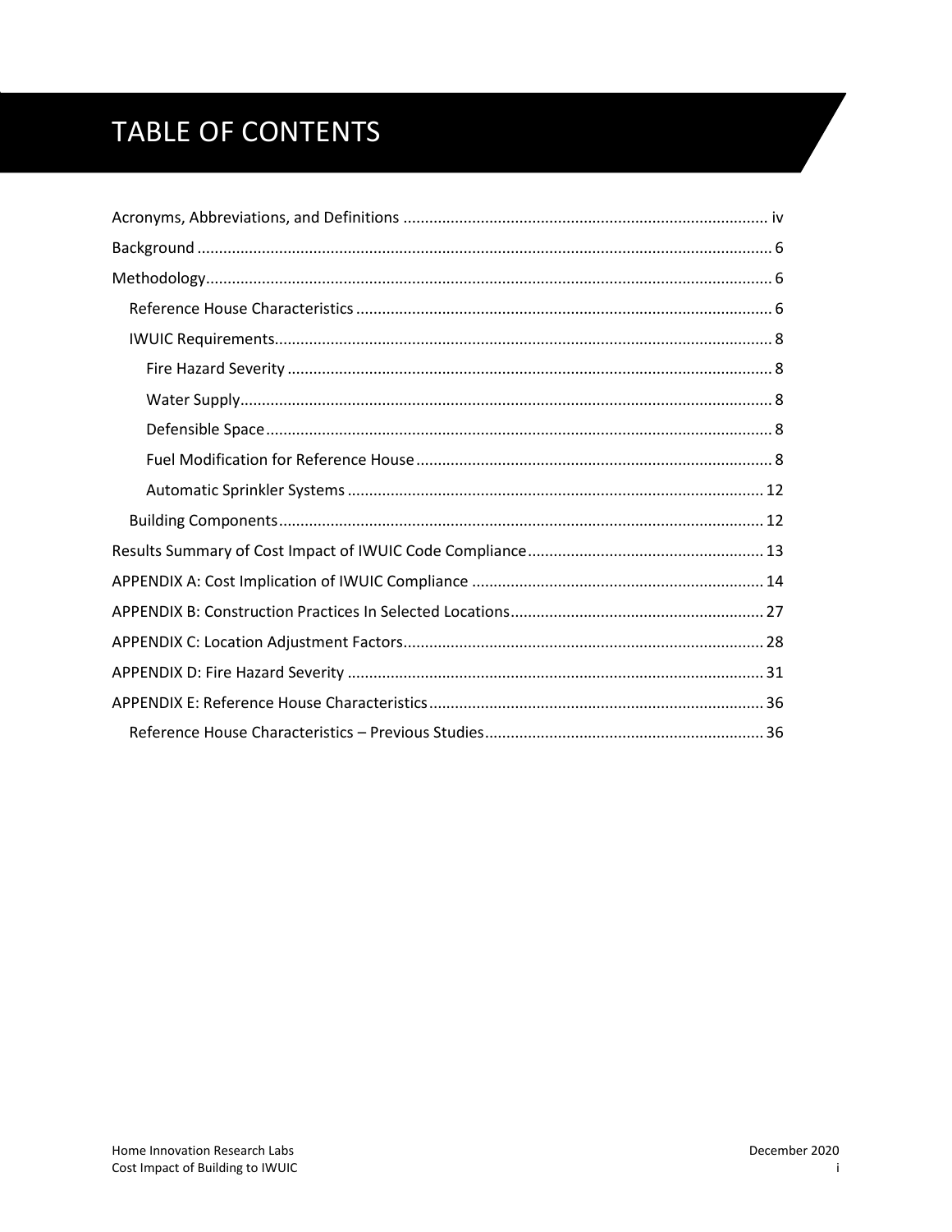# TABLE OF CONTENTS

Acronyms, Abbreviations, and Definitions .................................................................................... iv

Background ..................................................................................................................................... 6

Methodology.................................................................................................................................... 6

- Reference House Characteristics ................................................................................................ 6
- IWUIC Requirements.................................................................................................................... 8
  - Fire Hazard Severity ................................................................................................................ 8
  - Water Supply............................................................................................................................ 8
  - Defensible Space...................................................................................................................... 8
  - Fuel Modification for Reference House .................................................................................. 8
  - Automatic Sprinkler Systems ................................................................................................. 12
- Building Components.................................................................................................................. 12

Results Summary of Cost Impact of IWUIC Code Compliance....................................................... 13

APPENDIX A: Cost Implication of IWUIC Compliance .................................................................... 14

APPENDIX B: Construction Practices In Selected Locations........................................................... 27

APPENDIX C: Location Adjustment Factors.................................................................................... 28

APPENDIX D: Fire Hazard Severity ................................................................................................. 31

APPENDIX E: Reference House Characteristics.............................................................................. 36

- Reference House Characteristics – Previous Studies................................................................. 36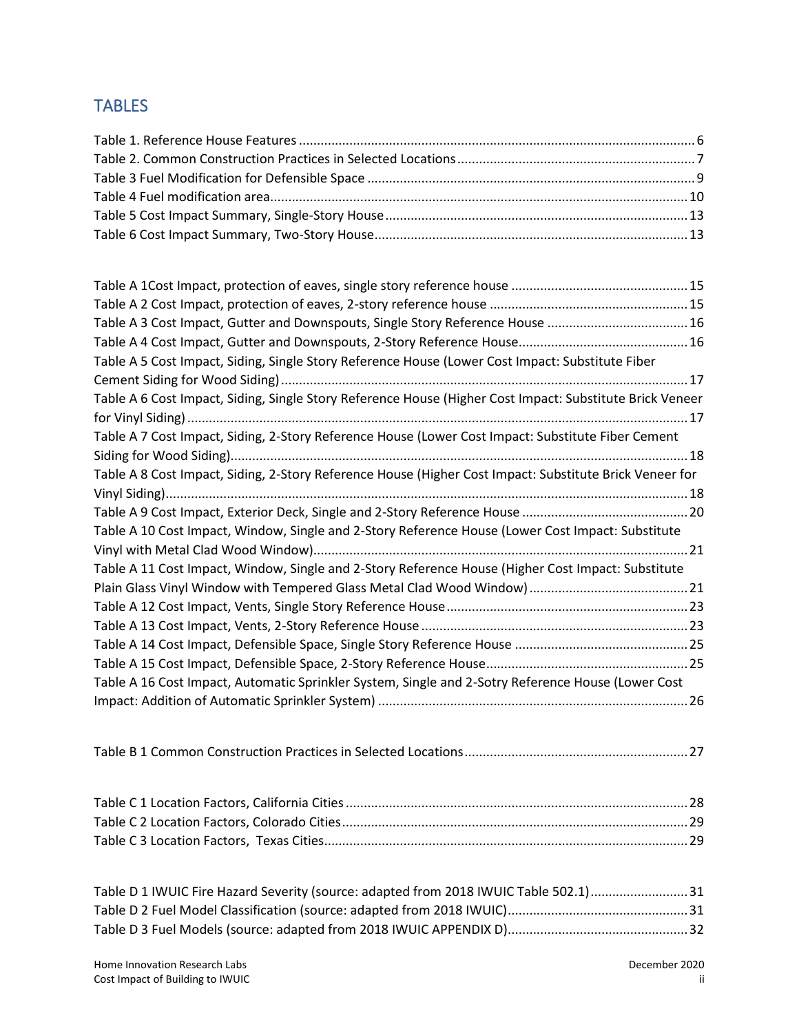## TABLES

Table 1. Reference House Features ........ 6
Table 2. Common Construction Practices in Selected Locations ........ 7
Table 3 Fuel Modification for Defensible Space ........ 9
Table 4 Fuel modification area ........ 10
Table 5 Cost Impact Summary, Single-Story House ........ 13
Table 6 Cost Impact Summary, Two-Story House ........ 13

Table A 1Cost Impact, protection of eaves, single story reference house ........ 15
Table A 2 Cost Impact, protection of eaves, 2-story reference house ........ 15
Table A 3 Cost Impact, Gutter and Downspouts, Single Story Reference House ........ 16
Table A 4 Cost Impact, Gutter and Downspouts, 2-Story Reference House ........ 16
Table A 5 Cost Impact, Siding, Single Story Reference House (Lower Cost Impact: Substitute Fiber Cement Siding for Wood Siding) ........ 17
Table A 6 Cost Impact, Siding, Single Story Reference House (Higher Cost Impact: Substitute Brick Veneer for Vinyl Siding) ........ 17
Table A 7 Cost Impact, Siding, 2-Story Reference House (Lower Cost Impact: Substitute Fiber Cement Siding for Wood Siding) ........ 18
Table A 8 Cost Impact, Siding, 2-Story Reference House (Higher Cost Impact: Substitute Brick Veneer for Vinyl Siding) ........ 18
Table A 9 Cost Impact, Exterior Deck, Single and 2-Story Reference House ........ 20
Table A 10 Cost Impact, Window, Single and 2-Story Reference House (Lower Cost Impact: Substitute Vinyl with Metal Clad Wood Window) ........ 21
Table A 11 Cost Impact, Window, Single and 2-Story Reference House (Higher Cost Impact: Substitute Plain Glass Vinyl Window with Tempered Glass Metal Clad Wood Window) ........ 21
Table A 12 Cost Impact, Vents, Single Story Reference House ........ 23
Table A 13 Cost Impact, Vents, 2-Story Reference House ........ 23
Table A 14 Cost Impact, Defensible Space, Single Story Reference House ........ 25
Table A 15 Cost Impact, Defensible Space, 2-Story Reference House ........ 25
Table A 16 Cost Impact, Automatic Sprinkler System, Single and 2-Sotry Reference House (Lower Cost Impact: Addition of Automatic Sprinkler System) ........ 26

Table B 1 Common Construction Practices in Selected Locations ........ 27

Table C 1 Location Factors, California Cities ........ 28
Table C 2 Location Factors, Colorado Cities ........ 29
Table C 3 Location Factors, Texas Cities ........ 29

Table D 1 IWUIC Fire Hazard Severity (source: adapted from 2018 IWUIC Table 502.1) ........ 31
Table D 2 Fuel Model Classification (source: adapted from 2018 IWUIC) ........ 31
Table D 3 Fuel Models (source: adapted from 2018 IWUIC APPENDIX D) ........ 32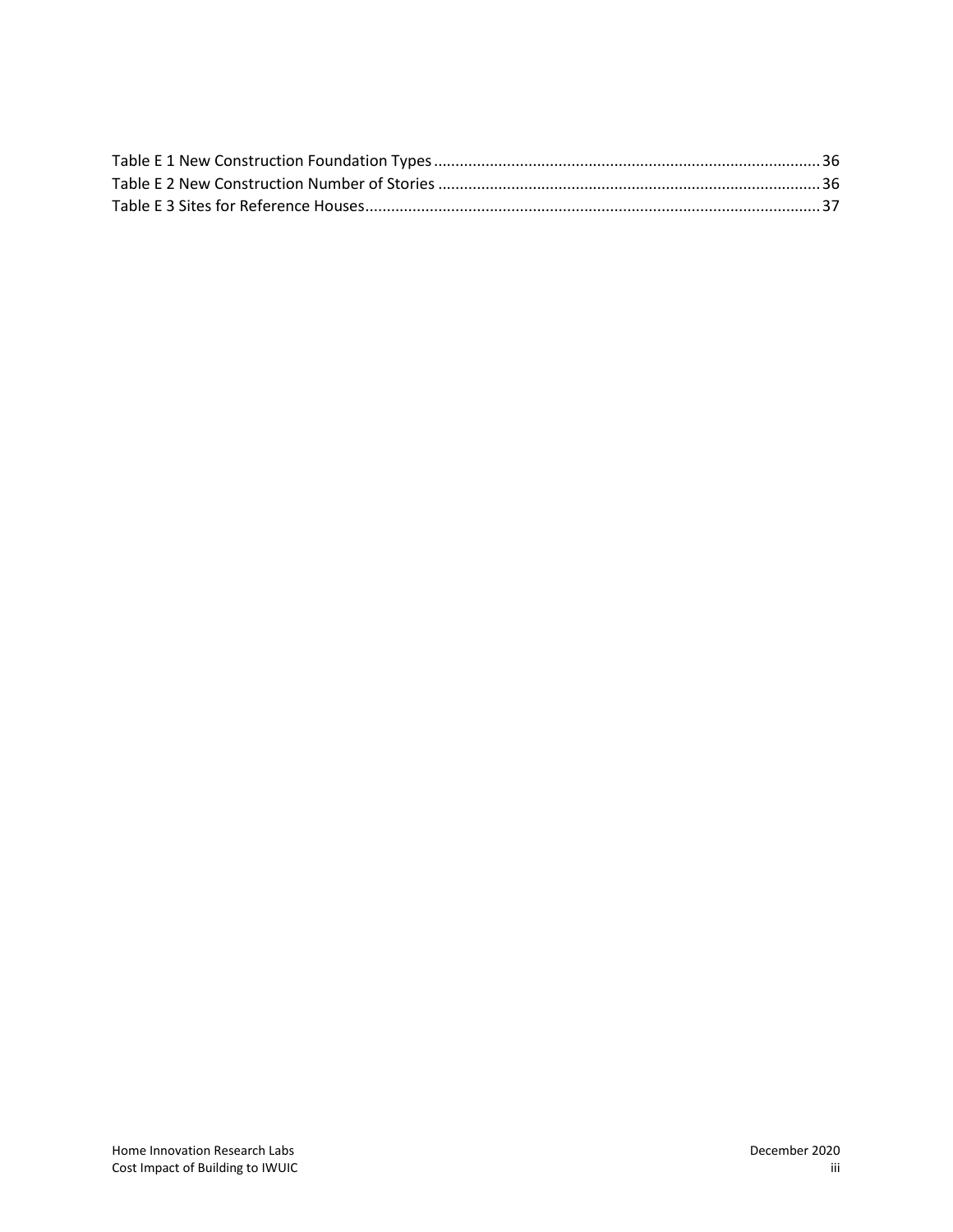Table E 1 New Construction Foundation Types ........................................................................................ 36
Table E 2 New Construction Number of Stories ........................................................................................ 36
Table E 3 Sites for Reference Houses ........................................................................................................ 37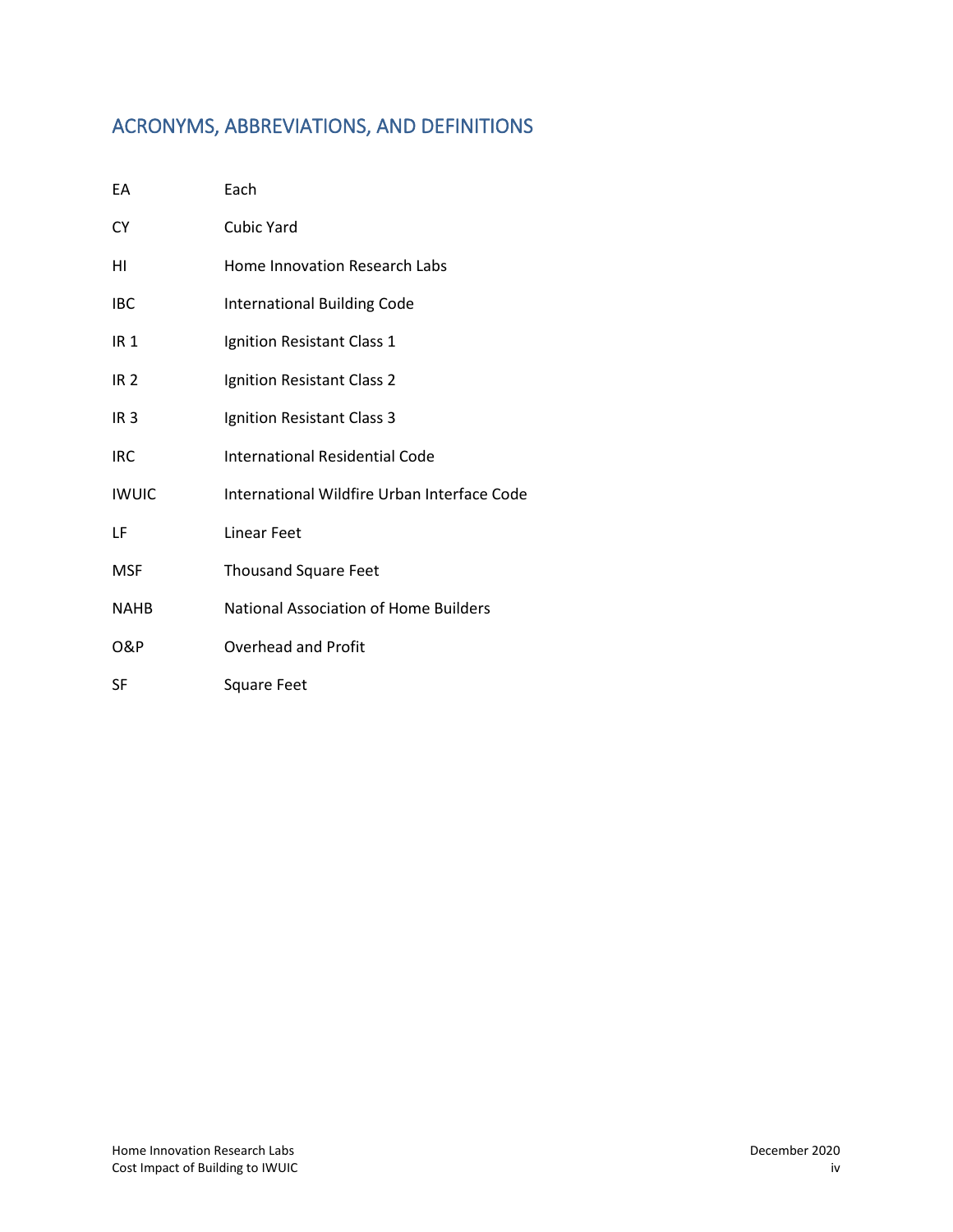## ACRONYMS, ABBREVIATIONS, AND DEFINITIONS

| | |
|---|---|
| EA | Each |
| CY | Cubic Yard |
| HI | Home Innovation Research Labs |
| IBC | International Building Code |
| IR 1 | Ignition Resistant Class 1 |
| IR 2 | Ignition Resistant Class 2 |
| IR 3 | Ignition Resistant Class 3 |
| IRC | International Residential Code |
| IWUIC | International Wildfire Urban Interface Code |
| LF | Linear Feet |
| MSF | Thousand Square Feet |
| NAHB | National Association of Home Builders |
| O&P | Overhead and Profit |
| SF | Square Feet |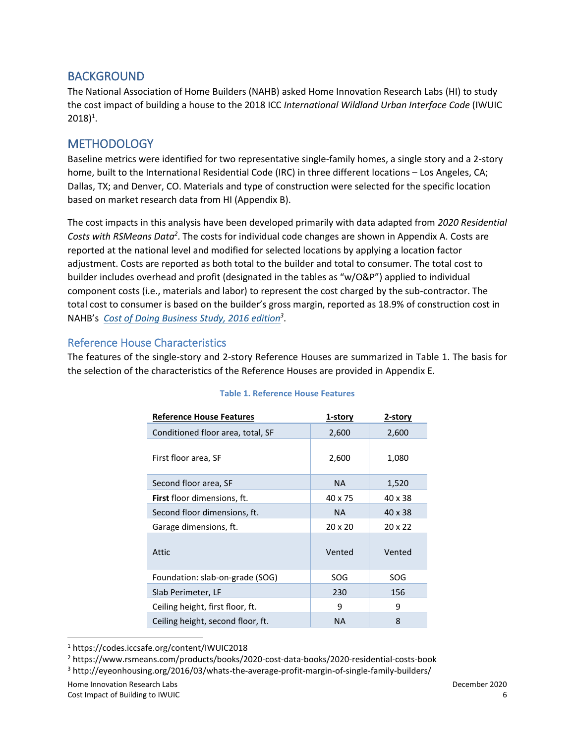## BACKGROUND

The National Association of Home Builders (NAHB) asked Home Innovation Research Labs (HI) to study the cost impact of building a house to the 2018 ICC *International Wildland Urban Interface Code* (IWUIC 2018)[1].

## METHODOLOGY

Baseline metrics were identified for two representative single-family homes, a single story and a 2-story home, built to the International Residential Code (IRC) in three different locations – Los Angeles, CA; Dallas, TX; and Denver, CO. Materials and type of construction were selected for the specific location based on market research data from HI (Appendix B).

The cost impacts in this analysis have been developed primarily with data adapted from *2020 Residential Costs with RSMeans Data*[2]. The costs for individual code changes are shown in Appendix A. Costs are reported at the national level and modified for selected locations by applying a location factor adjustment. Costs are reported as both total to the builder and total to consumer. The total cost to builder includes overhead and profit (designated in the tables as "w/O&P") applied to individual component costs (i.e., materials and labor) to represent the cost charged by the sub-contractor. The total cost to consumer is based on the builder's gross margin, reported as 18.9% of construction cost in NAHB's *Cost of Doing Business Study, 2016 edition*[3].

### Reference House Characteristics

The features of the single-story and 2-story Reference Houses are summarized in Table 1. The basis for the selection of the characteristics of the Reference Houses are provided in Appendix E.

**Table 1. Reference House Features**

| Reference House Features | 1-story | 2-story |
|---|---|---|
| Conditioned floor area, total, SF | 2,600 | 2,600 |
| First floor area, SF | 2,600 | 1,080 |
| Second floor area, SF | NA | 1,520 |
| **First** floor dimensions, ft. | 40 x 75 | 40 x 38 |
| Second floor dimensions, ft. | NA | 40 x 38 |
| Garage dimensions, ft. | 20 x 20 | 20 x 22 |
| Attic | Vented | Vented |
| Foundation: slab-on-grade (SOG) | SOG | SOG |
| Slab Perimeter, LF | 230 | 156 |
| Ceiling height, first floor, ft. | 9 | 9 |
| Ceiling height, second floor, ft. | NA | 8 |

[1] https://codes.iccsafe.org/content/IWUIC2018

[2] https://www.rsmeans.com/products/books/2020-cost-data-books/2020-residential-costs-book

[3] http://eyeonhousing.org/2016/03/whats-the-average-profit-margin-of-single-family-builders/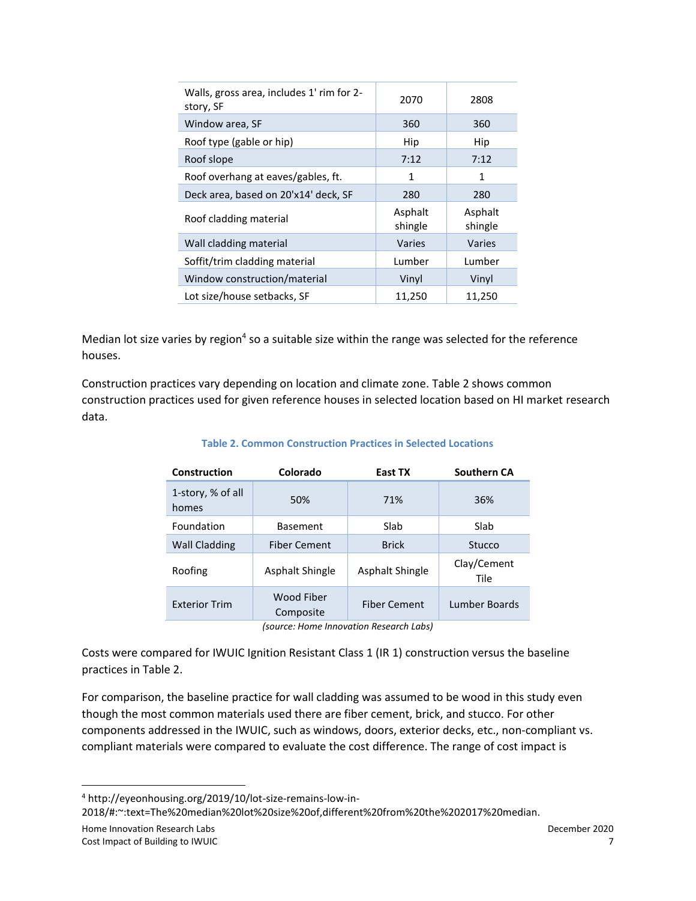| Walls, gross area, includes 1' rim for 2-story, SF | 2070 | 2808 |
|---|---|---|
| Window area, SF | 360 | 360 |
| Roof type (gable or hip) | Hip | Hip |
| Roof slope | 7:12 | 7:12 |
| Roof overhang at eaves/gables, ft. | 1 | 1 |
| Deck area, based on 20'x14' deck, SF | 280 | 280 |
| Roof cladding material | Asphalt shingle | Asphalt shingle |
| Wall cladding material | Varies | Varies |
| Soffit/trim cladding material | Lumber | Lumber |
| Window construction/material | Vinyl | Vinyl |
| Lot size/house setbacks, SF | 11,250 | 11,250 |

Median lot size varies by region[4] so a suitable size within the range was selected for the reference houses.

Construction practices vary depending on location and climate zone. Table 2 shows common construction practices used for given reference houses in selected location based on HI market research data.

**Table 2. Common Construction Practices in Selected Locations**

| Construction | Colorado | East TX | Southern CA |
|---|---|---|---|
| 1-story, % of all homes | 50% | 71% | 36% |
| Foundation | Basement | Slab | Slab |
| Wall Cladding | Fiber Cement | Brick | Stucco |
| Roofing | Asphalt Shingle | Asphalt Shingle | Clay/Cement Tile |
| Exterior Trim | Wood Fiber Composite | Fiber Cement | Lumber Boards |

*(source: Home Innovation Research Labs)*

Costs were compared for IWUIC Ignition Resistant Class 1 (IR 1) construction versus the baseline practices in Table 2.

For comparison, the baseline practice for wall cladding was assumed to be wood in this study even though the most common materials used there are fiber cement, brick, and stucco. For other components addressed in the IWUIC, such as windows, doors, exterior decks, etc., non-compliant vs. compliant materials were compared to evaluate the cost difference. The range of cost impact is

[4] http://eyeonhousing.org/2019/10/lot-size-remains-low-in-2018/#:~:text=The%20median%20lot%20size%20of,different%20from%20the%202017%20median.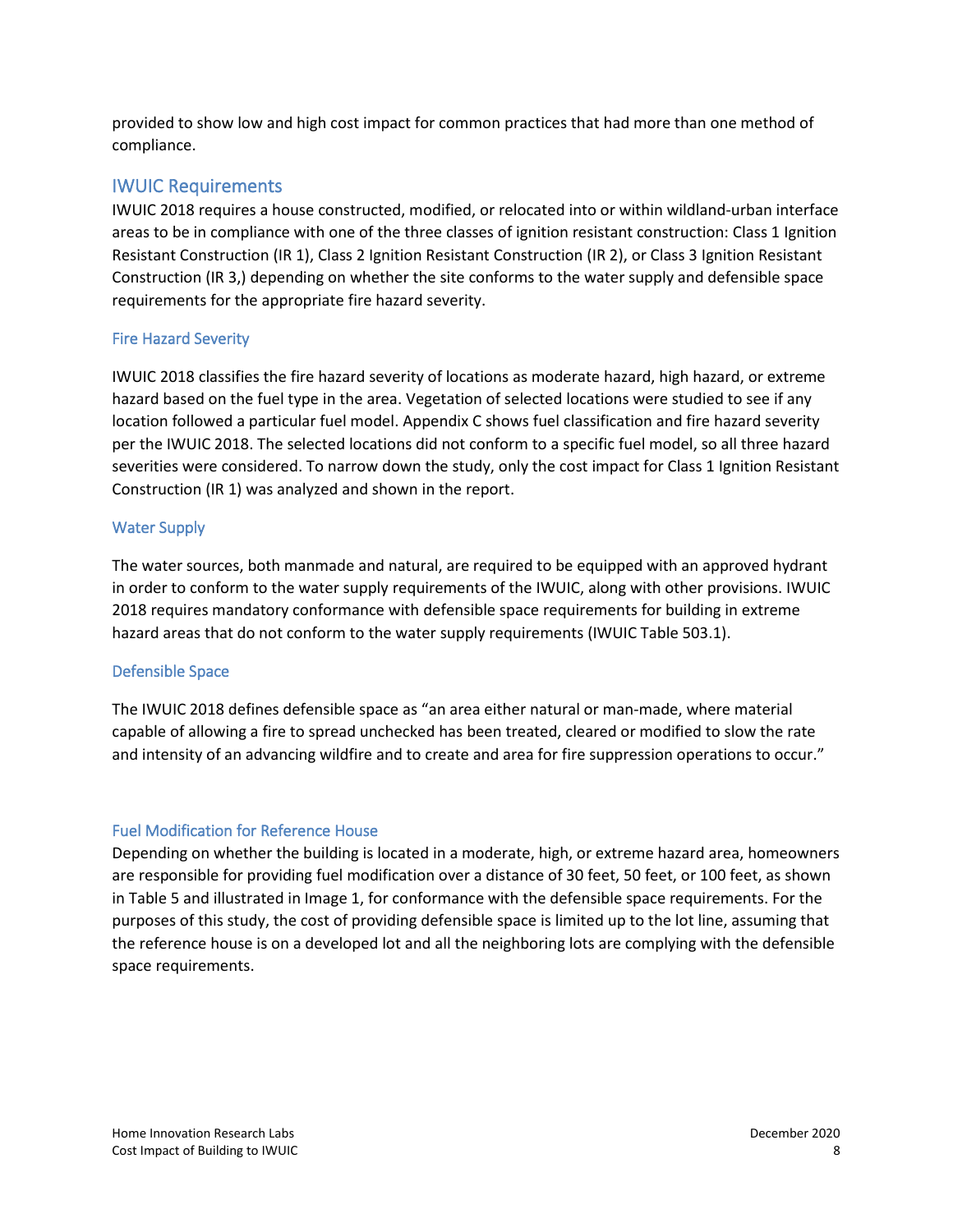provided to show low and high cost impact for common practices that had more than one method of compliance.

## IWUIC Requirements

IWUIC 2018 requires a house constructed, modified, or relocated into or within wildland-urban interface areas to be in compliance with one of the three classes of ignition resistant construction: Class 1 Ignition Resistant Construction (IR 1), Class 2 Ignition Resistant Construction (IR 2), or Class 3 Ignition Resistant Construction (IR 3,) depending on whether the site conforms to the water supply and defensible space requirements for the appropriate fire hazard severity.

### Fire Hazard Severity

IWUIC 2018 classifies the fire hazard severity of locations as moderate hazard, high hazard, or extreme hazard based on the fuel type in the area. Vegetation of selected locations were studied to see if any location followed a particular fuel model. Appendix C shows fuel classification and fire hazard severity per the IWUIC 2018. The selected locations did not conform to a specific fuel model, so all three hazard severities were considered. To narrow down the study, only the cost impact for Class 1 Ignition Resistant Construction (IR 1) was analyzed and shown in the report.

### Water Supply

The water sources, both manmade and natural, are required to be equipped with an approved hydrant in order to conform to the water supply requirements of the IWUIC, along with other provisions. IWUIC 2018 requires mandatory conformance with defensible space requirements for building in extreme hazard areas that do not conform to the water supply requirements (IWUIC Table 503.1).

### Defensible Space

The IWUIC 2018 defines defensible space as “an area either natural or man-made, where material capable of allowing a fire to spread unchecked has been treated, cleared or modified to slow the rate and intensity of an advancing wildfire and to create and area for fire suppression operations to occur.”

### Fuel Modification for Reference House

Depending on whether the building is located in a moderate, high, or extreme hazard area, homeowners are responsible for providing fuel modification over a distance of 30 feet, 50 feet, or 100 feet, as shown in Table 5 and illustrated in Image 1, for conformance with the defensible space requirements. For the purposes of this study, the cost of providing defensible space is limited up to the lot line, assuming that the reference house is on a developed lot and all the neighboring lots are complying with the defensible space requirements.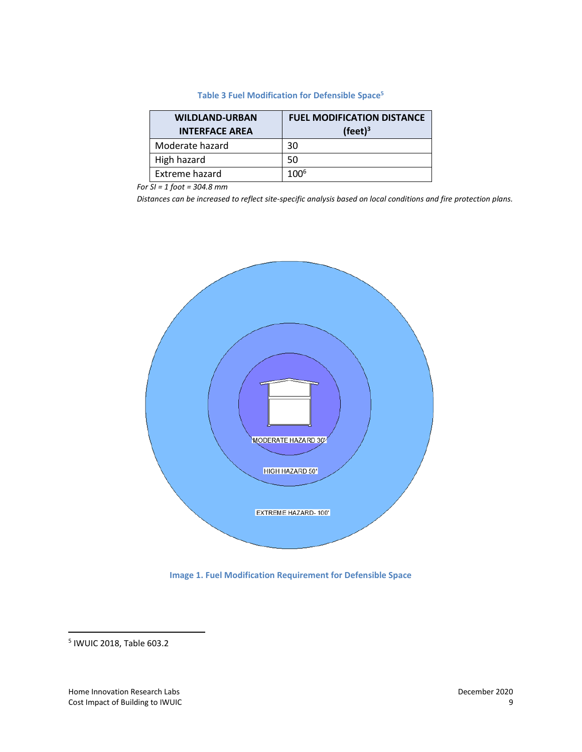**Table 3 Fuel Modification for Defensible Space**[5]

| WILDLAND-URBAN INTERFACE AREA | FUEL MODIFICATION DISTANCE (feet)[3] |
|---|---|
| Moderate hazard | 30 |
| High hazard | 50 |
| Extreme hazard | 100[6] |

*For SI = 1 foot = 304.8 mm*

*Distances can be increased to reflect site-specific analysis based on local conditions and fire protection plans.*

**Image 1. Fuel Modification Requirement for Defensible Space**

[5] IWUIC 2018, Table 603.2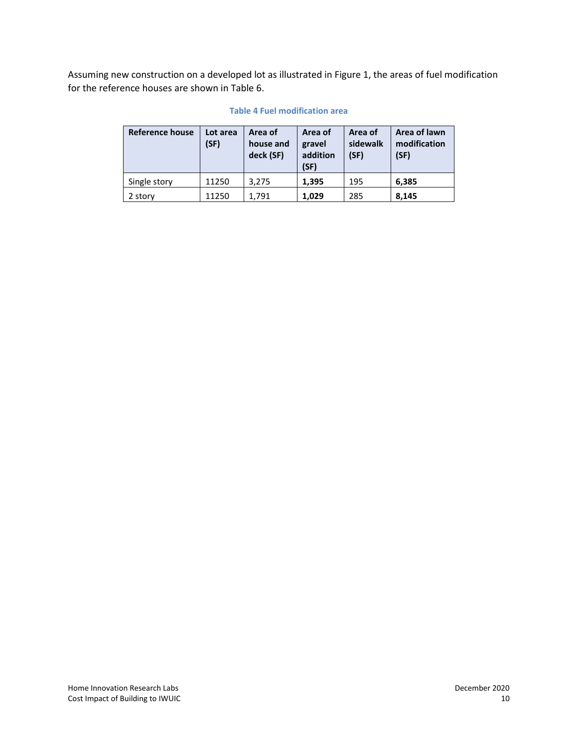Assuming new construction on a developed lot as illustrated in Figure 1, the areas of fuel modification for the reference houses are shown in Table 6.

**Table 4 Fuel modification area**

| Reference house | Lot area (SF) | Area of house and deck (SF) | Area of gravel addition (SF) | Area of sidewalk (SF) | Area of lawn modification (SF) |
|---|---|---|---|---|---|
| Single story | 11250 | 3,275 | **1,395** | 195 | **6,385** |
| 2 story | 11250 | 1,791 | **1,029** | 285 | **8,145** |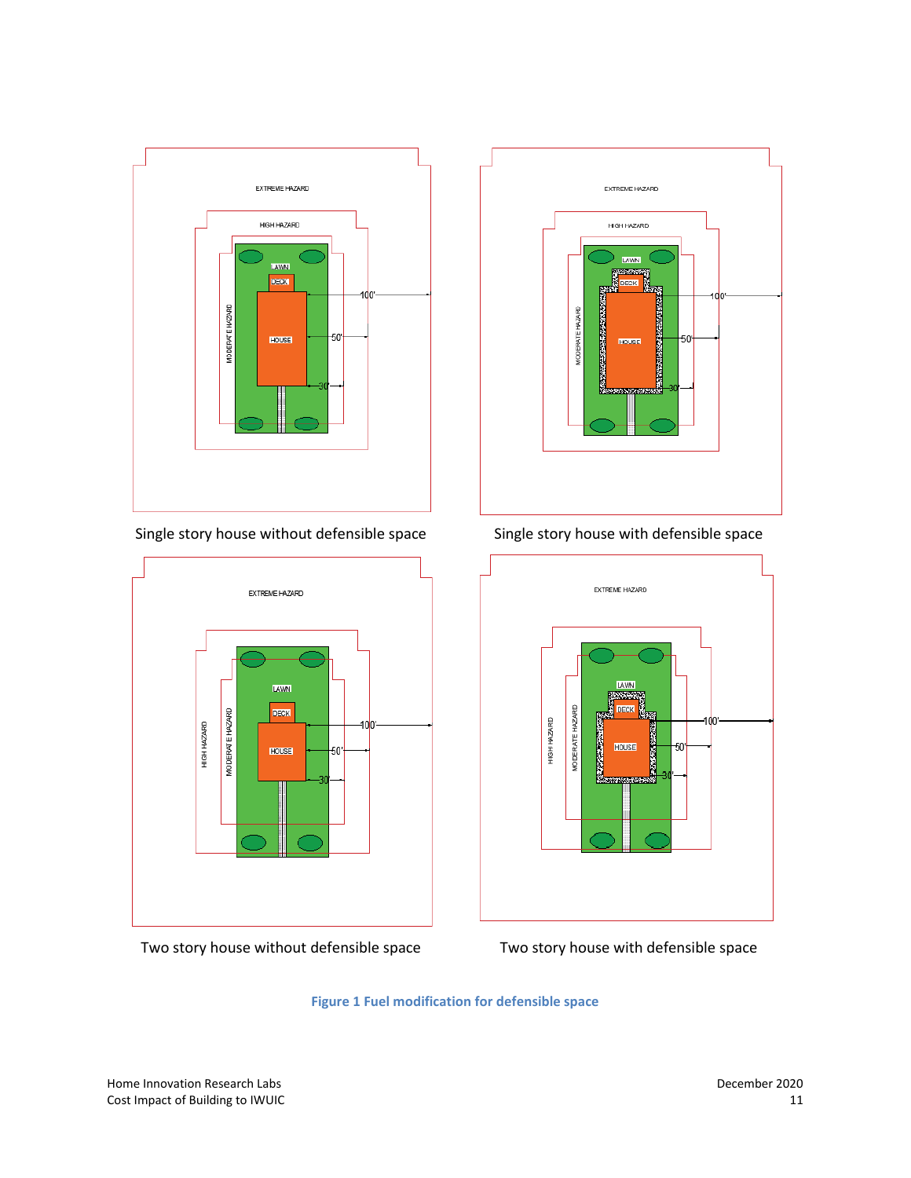Single story house without defensible space

Single story house with defensible space

Two story house without defensible space

Two story house with defensible space

**Figure 1 Fuel modification for defensible space**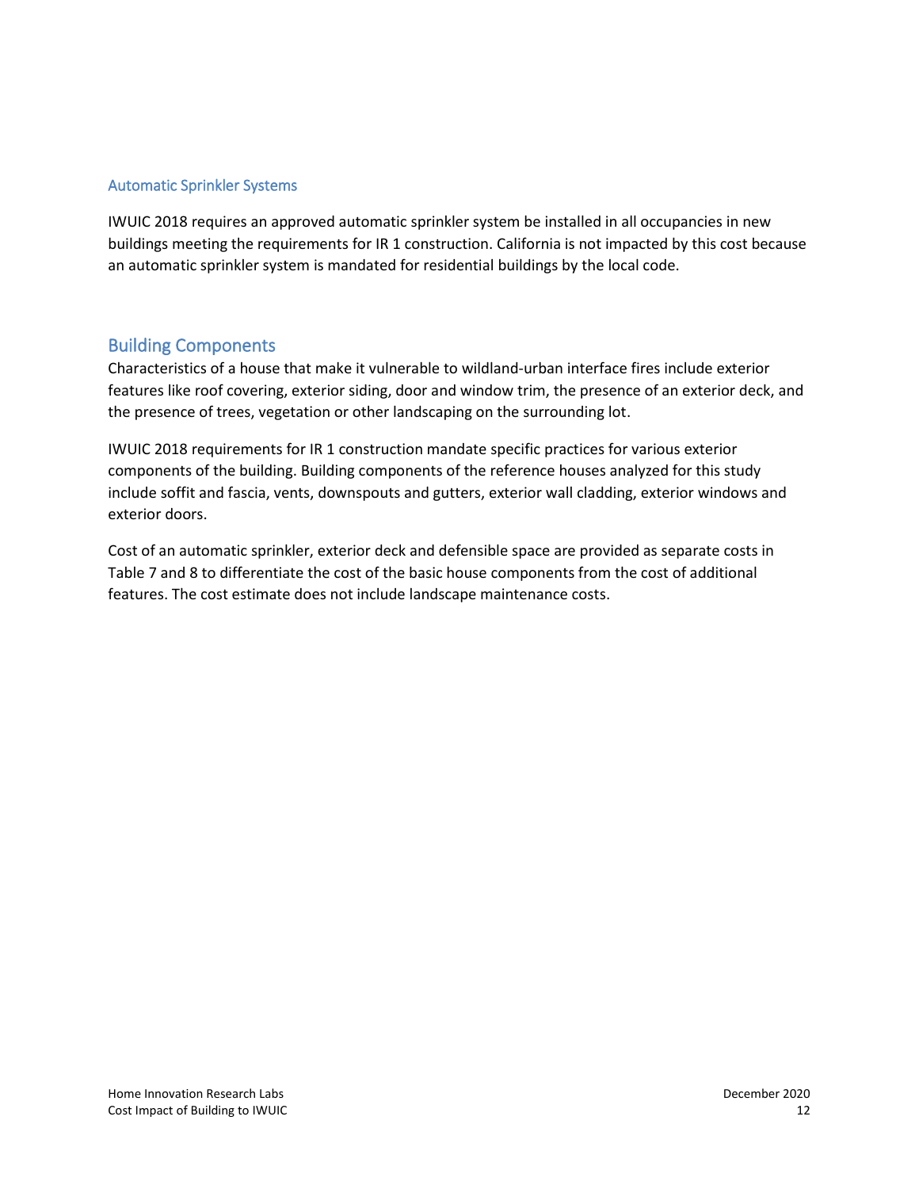### Automatic Sprinkler Systems

IWUIC 2018 requires an approved automatic sprinkler system be installed in all occupancies in new buildings meeting the requirements for IR 1 construction. California is not impacted by this cost because an automatic sprinkler system is mandated for residential buildings by the local code.

## Building Components

Characteristics of a house that make it vulnerable to wildland-urban interface fires include exterior features like roof covering, exterior siding, door and window trim, the presence of an exterior deck, and the presence of trees, vegetation or other landscaping on the surrounding lot.

IWUIC 2018 requirements for IR 1 construction mandate specific practices for various exterior components of the building. Building components of the reference houses analyzed for this study include soffit and fascia, vents, downspouts and gutters, exterior wall cladding, exterior windows and exterior doors.

Cost of an automatic sprinkler, exterior deck and defensible space are provided as separate costs in Table 7 and 8 to differentiate the cost of the basic house components from the cost of additional features. The cost estimate does not include landscape maintenance costs.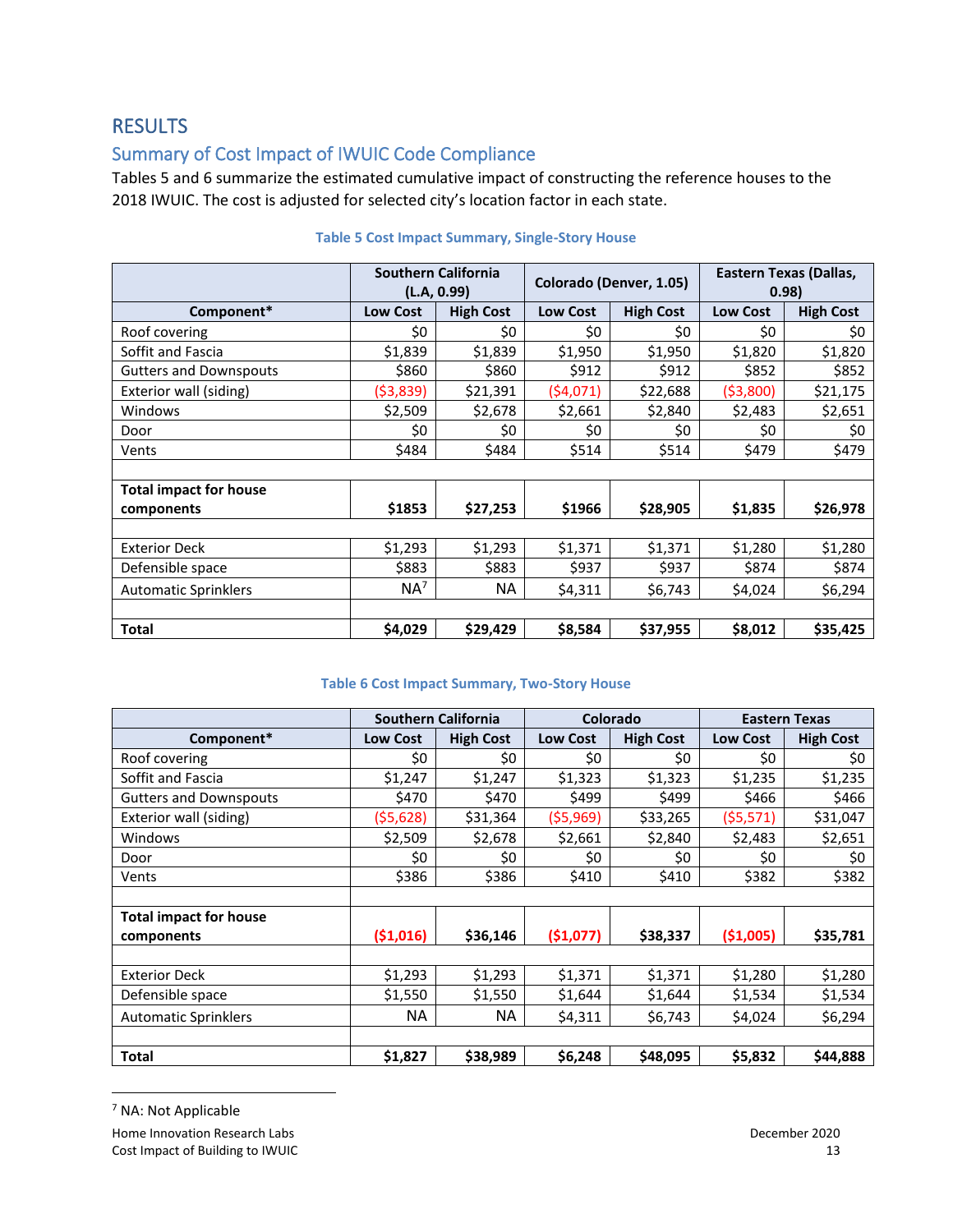# RESULTS

## Summary of Cost Impact of IWUIC Code Compliance

Tables 5 and 6 summarize the estimated cumulative impact of constructing the reference houses to the 2018 IWUIC. The cost is adjusted for selected city's location factor in each state.

**Table 5 Cost Impact Summary, Single-Story House**

| | Southern California (L.A, 0.99) | | Colorado (Denver, 1.05) | | Eastern Texas (Dallas, 0.98) | |
|---|---|---|---|---|---|---|
| **Component*** | **Low Cost** | **High Cost** | **Low Cost** | **High Cost** | **Low Cost** | **High Cost** |
| Roof covering | $0 | $0 | $0 | $0 | $0 | $0 |
| Soffit and Fascia | $1,839 | $1,839 | $1,950 | $1,950 | $1,820 | $1,820 |
| Gutters and Downspouts | $860 | $860 | $912 | $912 | $852 | $852 |
| Exterior wall (siding) | ($3,839) | $21,391 | ($4,071) | $22,688 | ($3,800) | $21,175 |
| Windows | $2,509 | $2,678 | $2,661 | $2,840 | $2,483 | $2,651 |
| Door | $0 | $0 | $0 | $0 | $0 | $0 |
| Vents | $484 | $484 | $514 | $514 | $479 | $479 |
| | | | | | | |
| **Total impact for house components** | **$1853** | **$27,253** | **$1966** | **$28,905** | **$1,835** | **$26,978** |
| | | | | | | |
| Exterior Deck | $1,293 | $1,293 | $1,371 | $1,371 | $1,280 | $1,280 |
| Defensible space | $883 | $883 | $937 | $937 | $874 | $874 |
| Automatic Sprinklers | NA[7] | NA | $4,311 | $6,743 | $4,024 | $6,294 |
| | | | | | | |
| **Total** | **$4,029** | **$29,429** | **$8,584** | **$37,955** | **$8,012** | **$35,425** |

**Table 6 Cost Impact Summary, Two-Story House**

| | Southern California | | Colorado | | Eastern Texas | |
|---|---|---|---|---|---|---|
| **Component*** | **Low Cost** | **High Cost** | **Low Cost** | **High Cost** | **Low Cost** | **High Cost** |
| Roof covering | $0 | $0 | $0 | $0 | $0 | $0 |
| Soffit and Fascia | $1,247 | $1,247 | $1,323 | $1,323 | $1,235 | $1,235 |
| Gutters and Downspouts | $470 | $470 | $499 | $499 | $466 | $466 |
| Exterior wall (siding) | ($5,628) | $31,364 | ($5,969) | $33,265 | ($5,571) | $31,047 |
| Windows | $2,509 | $2,678 | $2,661 | $2,840 | $2,483 | $2,651 |
| Door | $0 | $0 | $0 | $0 | $0 | $0 |
| Vents | $386 | $386 | $410 | $410 | $382 | $382 |
| | | | | | | |
| **Total impact for house components** | **($1,016)** | **$36,146** | **($1,077)** | **$38,337** | **($1,005)** | **$35,781** |
| | | | | | | |
| Exterior Deck | $1,293 | $1,293 | $1,371 | $1,371 | $1,280 | $1,280 |
| Defensible space | $1,550 | $1,550 | $1,644 | $1,644 | $1,534 | $1,534 |
| Automatic Sprinklers | NA | NA | $4,311 | $6,743 | $4,024 | $6,294 |
| | | | | | | |
| **Total** | **$1,827** | **$38,989** | **$6,248** | **$48,095** | **$5,832** | **$44,888** |

[7] NA: Not Applicable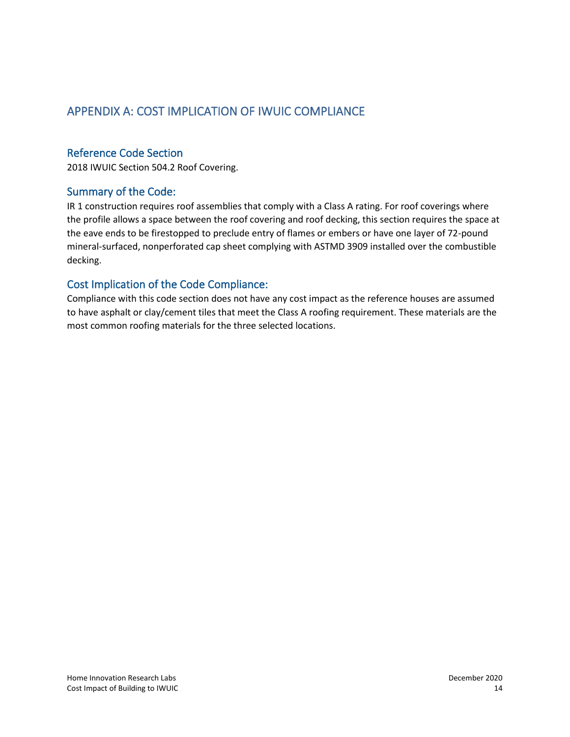# APPENDIX A: COST IMPLICATION OF IWUIC COMPLIANCE

## Reference Code Section

2018 IWUIC Section 504.2 Roof Covering.

## Summary of the Code:

IR 1 construction requires roof assemblies that comply with a Class A rating. For roof coverings where the profile allows a space between the roof covering and roof decking, this section requires the space at the eave ends to be firestopped to preclude entry of flames or embers or have one layer of 72-pound mineral-surfaced, nonperforated cap sheet complying with ASTMD 3909 installed over the combustible decking.

## Cost Implication of the Code Compliance:

Compliance with this code section does not have any cost impact as the reference houses are assumed to have asphalt or clay/cement tiles that meet the Class A roofing requirement. These materials are the most common roofing materials for the three selected locations.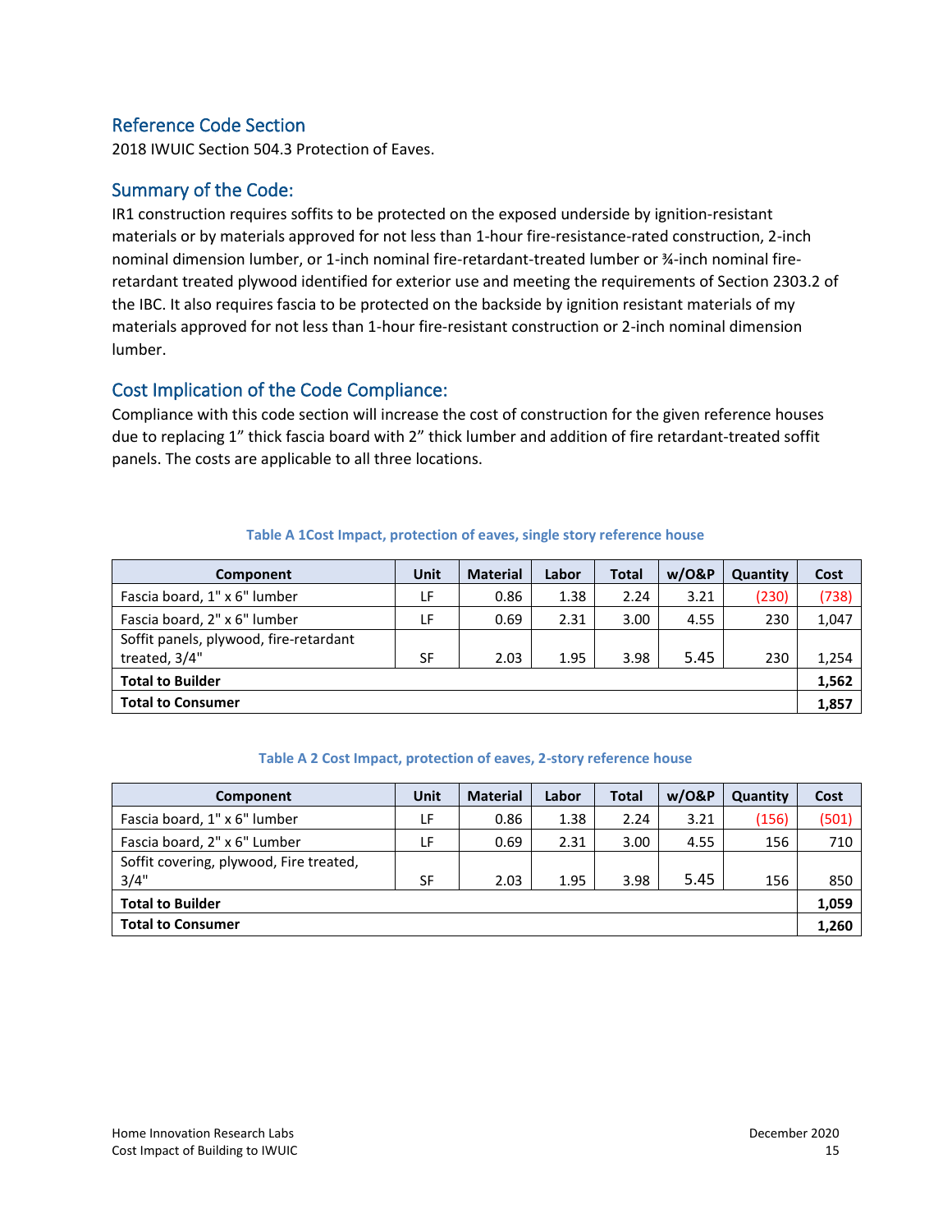## Reference Code Section

2018 IWUIC Section 504.3 Protection of Eaves.

## Summary of the Code:

IR1 construction requires soffits to be protected on the exposed underside by ignition-resistant materials or by materials approved for not less than 1-hour fire-resistance-rated construction, 2-inch nominal dimension lumber, or 1-inch nominal fire-retardant-treated lumber or ¾-inch nominal fire-retardant treated plywood identified for exterior use and meeting the requirements of Section 2303.2 of the IBC. It also requires fascia to be protected on the backside by ignition resistant materials of my materials approved for not less than 1-hour fire-resistant construction or 2-inch nominal dimension lumber.

## Cost Implication of the Code Compliance:

Compliance with this code section will increase the cost of construction for the given reference houses due to replacing 1" thick fascia board with 2" thick lumber and addition of fire retardant-treated soffit panels. The costs are applicable to all three locations.

**Table A 1Cost Impact, protection of eaves, single story reference house**

| Component | Unit | Material | Labor | Total | w/O&P | Quantity | Cost |
|---|---|---|---|---|---|---|---|
| Fascia board, 1" x 6" lumber | LF | 0.86 | 1.38 | 2.24 | 3.21 | (230) | (738) |
| Fascia board, 2" x 6" lumber | LF | 0.69 | 2.31 | 3.00 | 4.55 | 230 | 1,047 |
| Soffit panels, plywood, fire-retardant treated, 3/4" | SF | 2.03 | 1.95 | 3.98 | 5.45 | 230 | 1,254 |
| **Total to Builder** | | | | | | | **1,562** |
| **Total to Consumer** | | | | | | | **1,857** |

**Table A 2 Cost Impact, protection of eaves, 2-story reference house**

| Component | Unit | Material | Labor | Total | w/O&P | Quantity | Cost |
|---|---|---|---|---|---|---|---|
| Fascia board, 1" x 6" lumber | LF | 0.86 | 1.38 | 2.24 | 3.21 | (156) | (501) |
| Fascia board, 2" x 6" Lumber | LF | 0.69 | 2.31 | 3.00 | 4.55 | 156 | 710 |
| Soffit covering, plywood, Fire treated, 3/4" | SF | 2.03 | 1.95 | 3.98 | 5.45 | 156 | 850 |
| **Total to Builder** | | | | | | | **1,059** |
| **Total to Consumer** | | | | | | | **1,260** |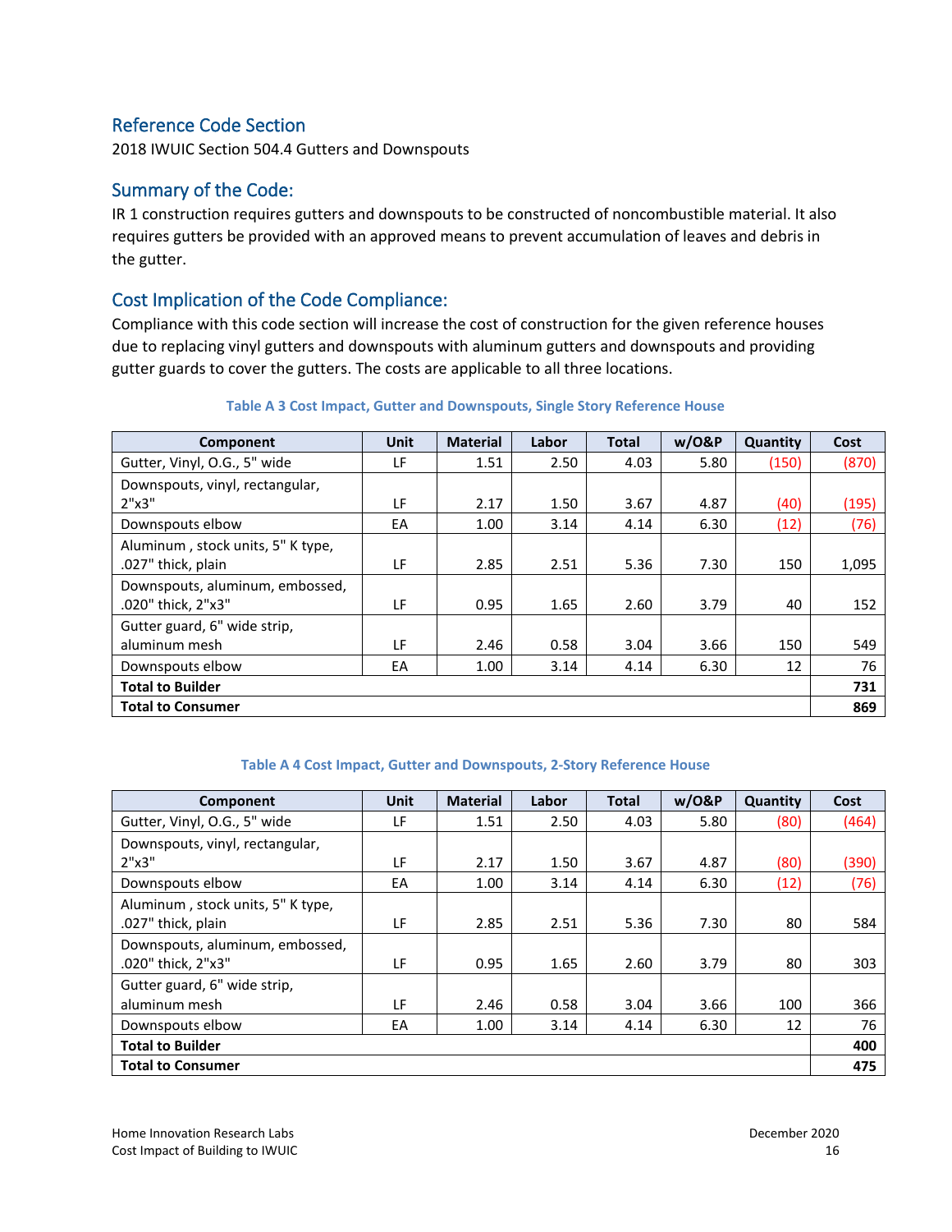## Reference Code Section

2018 IWUIC Section 504.4 Gutters and Downspouts

## Summary of the Code:

IR 1 construction requires gutters and downspouts to be constructed of noncombustible material. It also requires gutters be provided with an approved means to prevent accumulation of leaves and debris in the gutter.

## Cost Implication of the Code Compliance:

Compliance with this code section will increase the cost of construction for the given reference houses due to replacing vinyl gutters and downspouts with aluminum gutters and downspouts and providing gutter guards to cover the gutters. The costs are applicable to all three locations.

**Table A 3 Cost Impact, Gutter and Downspouts, Single Story Reference House**

| Component | Unit | Material | Labor | Total | w/O&P | Quantity | Cost |
|---|---|---|---|---|---|---|---|
| Gutter, Vinyl, O.G., 5" wide | LF | 1.51 | 2.50 | 4.03 | 5.80 | (150) | (870) |
| Downspouts, vinyl, rectangular, 2"x3" | LF | 2.17 | 1.50 | 3.67 | 4.87 | (40) | (195) |
| Downspouts elbow | EA | 1.00 | 3.14 | 4.14 | 6.30 | (12) | (76) |
| Aluminum , stock units, 5" K type, .027" thick, plain | LF | 2.85 | 2.51 | 5.36 | 7.30 | 150 | 1,095 |
| Downspouts, aluminum, embossed, .020" thick, 2"x3" | LF | 0.95 | 1.65 | 2.60 | 3.79 | 40 | 152 |
| Gutter guard, 6" wide strip, aluminum mesh | LF | 2.46 | 0.58 | 3.04 | 3.66 | 150 | 549 |
| Downspouts elbow | EA | 1.00 | 3.14 | 4.14 | 6.30 | 12 | 76 |
| **Total to Builder** | | | | | | | **731** |
| **Total to Consumer** | | | | | | | **869** |

**Table A 4 Cost Impact, Gutter and Downspouts, 2-Story Reference House**

| Component | Unit | Material | Labor | Total | w/O&P | Quantity | Cost |
|---|---|---|---|---|---|---|---|
| Gutter, Vinyl, O.G., 5" wide | LF | 1.51 | 2.50 | 4.03 | 5.80 | (80) | (464) |
| Downspouts, vinyl, rectangular, 2"x3" | LF | 2.17 | 1.50 | 3.67 | 4.87 | (80) | (390) |
| Downspouts elbow | EA | 1.00 | 3.14 | 4.14 | 6.30 | (12) | (76) |
| Aluminum , stock units, 5" K type, .027" thick, plain | LF | 2.85 | 2.51 | 5.36 | 7.30 | 80 | 584 |
| Downspouts, aluminum, embossed, .020" thick, 2"x3" | LF | 0.95 | 1.65 | 2.60 | 3.79 | 80 | 303 |
| Gutter guard, 6" wide strip, aluminum mesh | LF | 2.46 | 0.58 | 3.04 | 3.66 | 100 | 366 |
| Downspouts elbow | EA | 1.00 | 3.14 | 4.14 | 6.30 | 12 | 76 |
| **Total to Builder** | | | | | | | **400** |
| **Total to Consumer** | | | | | | | **475** |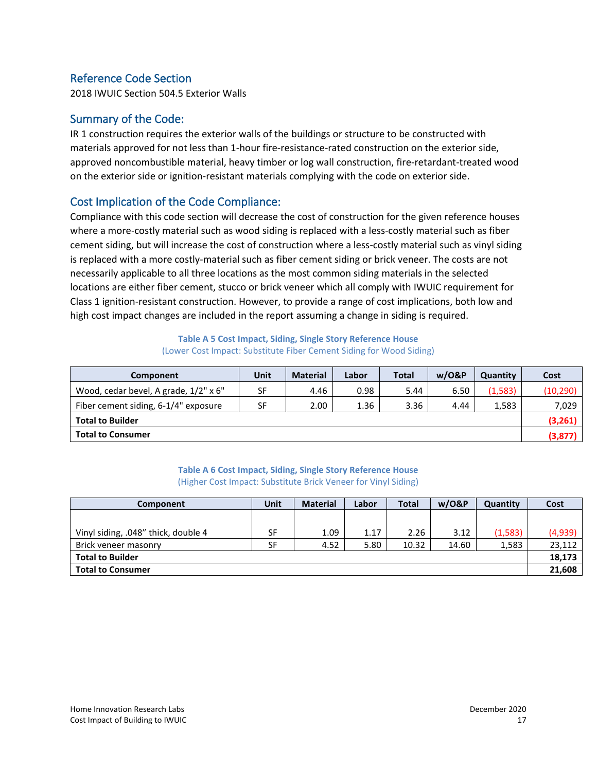## Reference Code Section

2018 IWUIC Section 504.5 Exterior Walls

## Summary of the Code:

IR 1 construction requires the exterior walls of the buildings or structure to be constructed with materials approved for not less than 1-hour fire-resistance-rated construction on the exterior side, approved noncombustible material, heavy timber or log wall construction, fire-retardant-treated wood on the exterior side or ignition-resistant materials complying with the code on exterior side.

## Cost Implication of the Code Compliance:

Compliance with this code section will decrease the cost of construction for the given reference houses where a more-costly material such as wood siding is replaced with a less-costly material such as fiber cement siding, but will increase the cost of construction where a less-costly material such as vinyl siding is replaced with a more costly-material such as fiber cement siding or brick veneer. The costs are not necessarily applicable to all three locations as the most common siding materials in the selected locations are either fiber cement, stucco or brick veneer which all comply with IWUIC requirement for Class 1 ignition-resistant construction. However, to provide a range of cost implications, both low and high cost impact changes are included in the report assuming a change in siding is required.

**Table A 5 Cost Impact, Siding, Single Story Reference House**
(Lower Cost Impact: Substitute Fiber Cement Siding for Wood Siding)

| Component | Unit | Material | Labor | Total | w/O&P | Quantity | Cost |
|---|---|---|---|---|---|---|---|
| Wood, cedar bevel, A grade, 1/2" x 6" | SF | 4.46 | 0.98 | 5.44 | 6.50 | (1,583) | (10,290) |
| Fiber cement siding, 6-1/4" exposure | SF | 2.00 | 1.36 | 3.36 | 4.44 | 1,583 | 7,029 |
| **Total to Builder** | | | | | | | **(3,261)** |
| **Total to Consumer** | | | | | | | **(3,877)** |

**Table A 6 Cost Impact, Siding, Single Story Reference House**
(Higher Cost Impact: Substitute Brick Veneer for Vinyl Siding)

| Component | Unit | Material | Labor | Total | w/O&P | Quantity | Cost |
|---|---|---|---|---|---|---|---|
| Vinyl siding, .048" thick, double 4 | SF | 1.09 | 1.17 | 2.26 | 3.12 | (1,583) | (4,939) |
| Brick veneer masonry | SF | 4.52 | 5.80 | 10.32 | 14.60 | 1,583 | 23,112 |
| **Total to Builder** | | | | | | | **18,173** |
| **Total to Consumer** | | | | | | | **21,608** |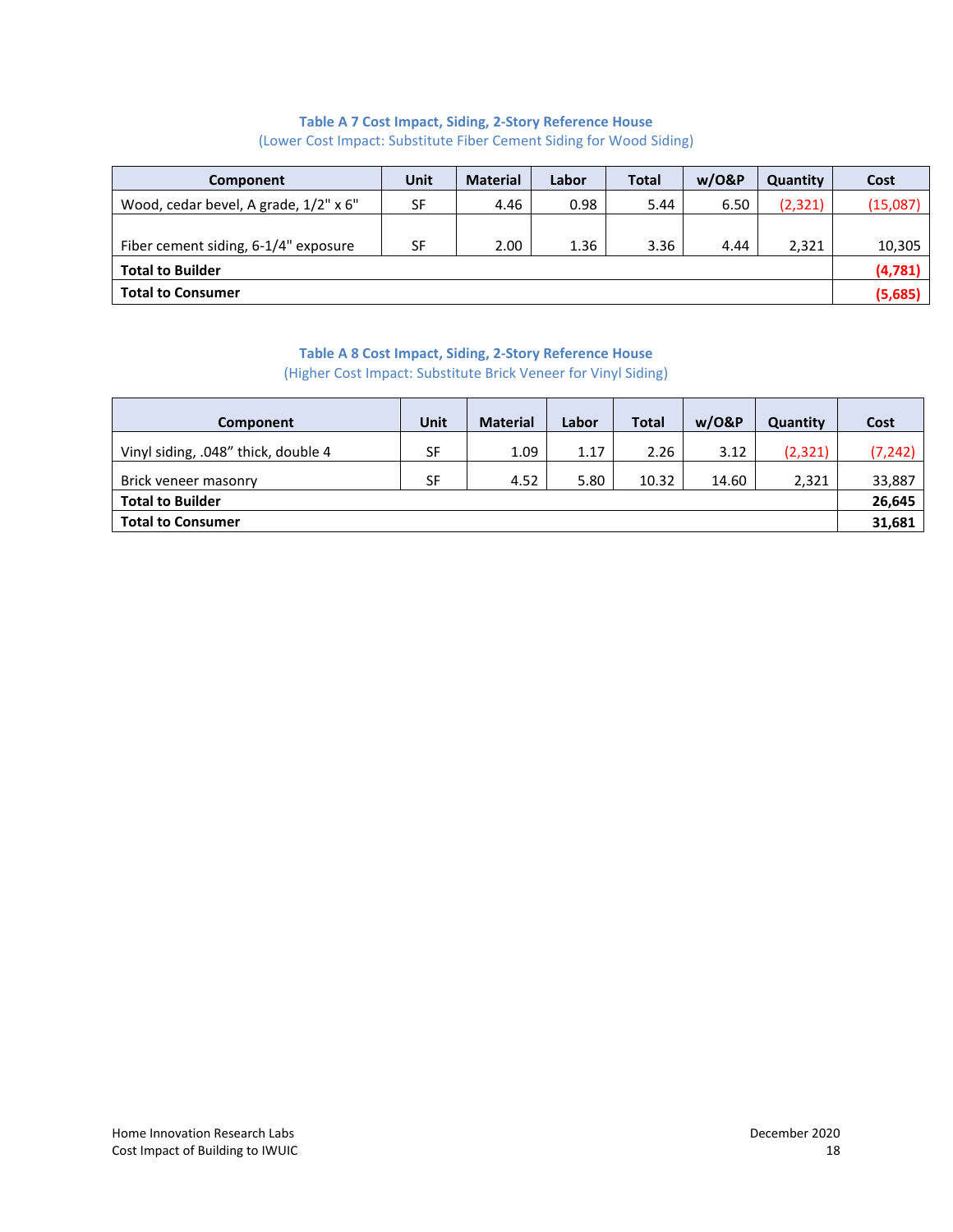**Table A 7 Cost Impact, Siding, 2-Story Reference House**
(Lower Cost Impact: Substitute Fiber Cement Siding for Wood Siding)

| Component | Unit | Material | Labor | Total | w/O&P | Quantity | Cost |
|---|---|---|---|---|---|---|---|
| Wood, cedar bevel, A grade, 1/2" x 6" | SF | 4.46 | 0.98 | 5.44 | 6.50 | (2,321) | (15,087) |
| Fiber cement siding, 6-1/4" exposure | SF | 2.00 | 1.36 | 3.36 | 4.44 | 2,321 | 10,305 |
| **Total to Builder** | | | | | | | **(4,781)** |
| **Total to Consumer** | | | | | | | **(5,685)** |

**Table A 8 Cost Impact, Siding, 2-Story Reference House**
(Higher Cost Impact: Substitute Brick Veneer for Vinyl Siding)

| Component | Unit | Material | Labor | Total | w/O&P | Quantity | Cost |
|---|---|---|---|---|---|---|---|
| Vinyl siding, .048" thick, double 4 | SF | 1.09 | 1.17 | 2.26 | 3.12 | (2,321) | (7,242) |
| Brick veneer masonry | SF | 4.52 | 5.80 | 10.32 | 14.60 | 2,321 | 33,887 |
| **Total to Builder** | | | | | | | **26,645** |
| **Total to Consumer** | | | | | | | **31,681** |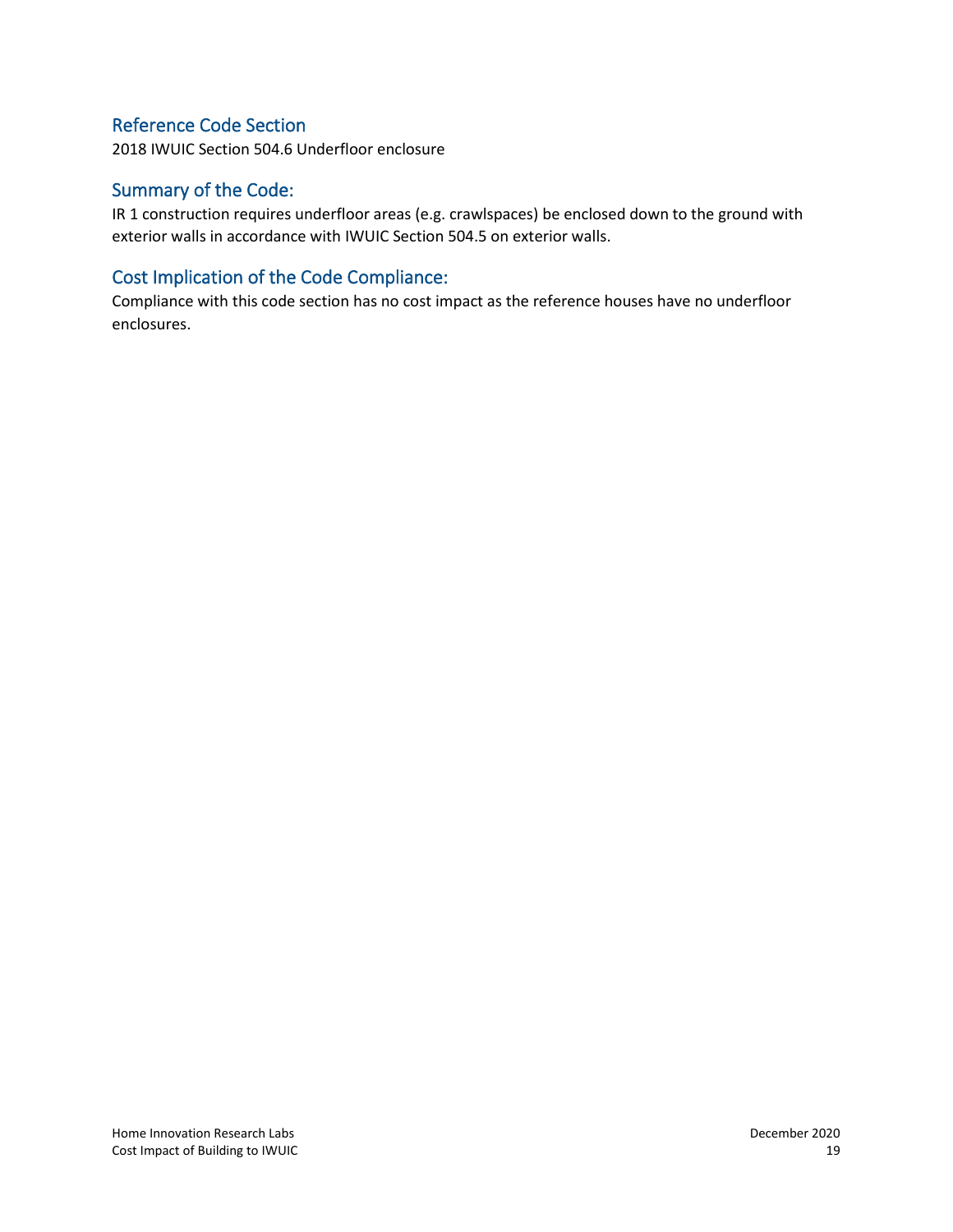## Reference Code Section

2018 IWUIC Section 504.6 Underfloor enclosure

## Summary of the Code:

IR 1 construction requires underfloor areas (e.g. crawlspaces) be enclosed down to the ground with exterior walls in accordance with IWUIC Section 504.5 on exterior walls.

## Cost Implication of the Code Compliance:

Compliance with this code section has no cost impact as the reference houses have no underfloor enclosures.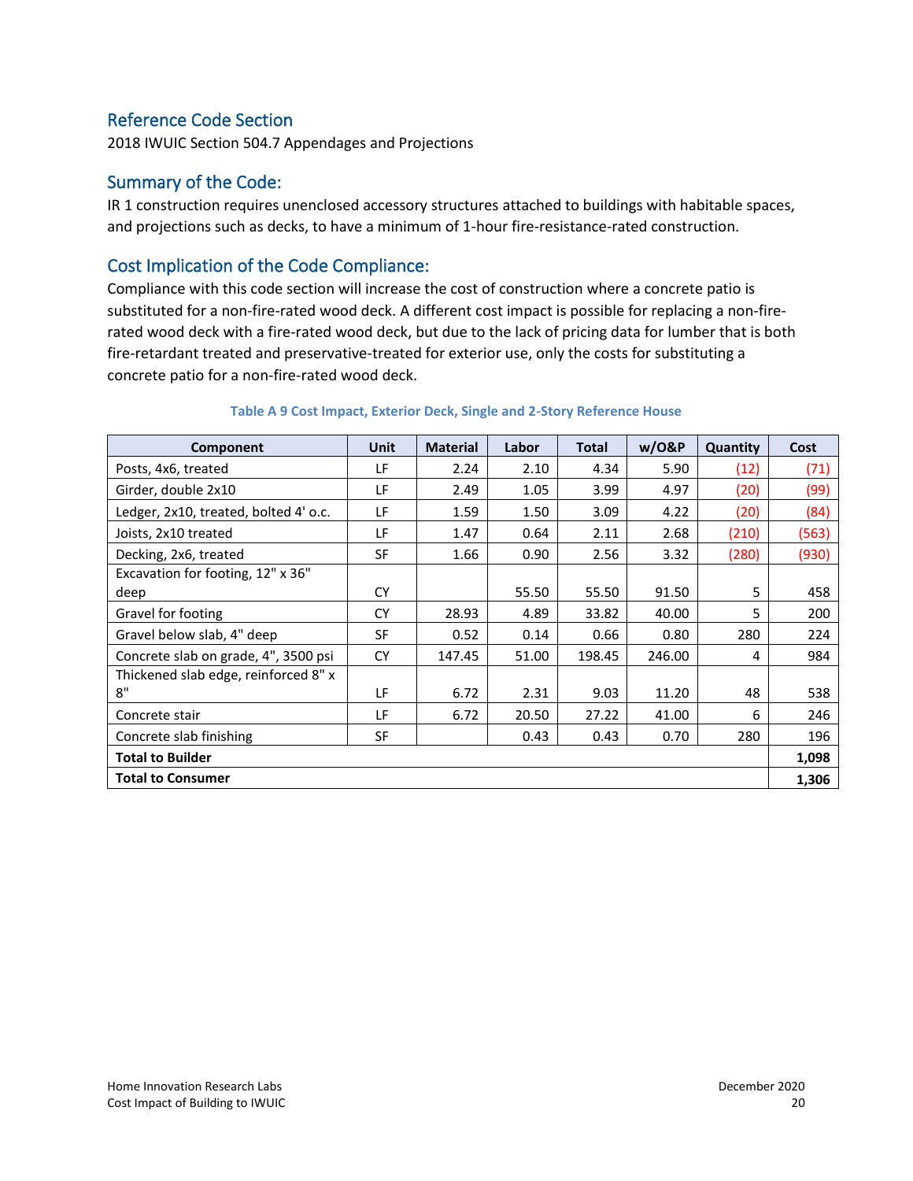## Reference Code Section

2018 IWUIC Section 504.7 Appendages and Projections

## Summary of the Code:

IR 1 construction requires unenclosed accessory structures attached to buildings with habitable spaces, and projections such as decks, to have a minimum of 1-hour fire-resistance-rated construction.

## Cost Implication of the Code Compliance:

Compliance with this code section will increase the cost of construction where a concrete patio is substituted for a non-fire-rated wood deck. A different cost impact is possible for replacing a non-fire-rated wood deck with a fire-rated wood deck, but due to the lack of pricing data for lumber that is both fire-retardant treated and preservative-treated for exterior use, only the costs for substituting a concrete patio for a non-fire-rated wood deck.

**Table A 9 Cost Impact, Exterior Deck, Single and 2-Story Reference House**

| Component | Unit | Material | Labor | Total | w/O&P | Quantity | Cost |
|---|---|---|---|---|---|---|---|
| Posts, 4x6, treated | LF | 2.24 | 2.10 | 4.34 | 5.90 | (12) | (71) |
| Girder, double 2x10 | LF | 2.49 | 1.05 | 3.99 | 4.97 | (20) | (99) |
| Ledger, 2x10, treated, bolted 4' o.c. | LF | 1.59 | 1.50 | 3.09 | 4.22 | (20) | (84) |
| Joists, 2x10 treated | LF | 1.47 | 0.64 | 2.11 | 2.68 | (210) | (563) |
| Decking, 2x6, treated | SF | 1.66 | 0.90 | 2.56 | 3.32 | (280) | (930) |
| Excavation for footing, 12" x 36" deep | CY | | 55.50 | 55.50 | 91.50 | 5 | 458 |
| Gravel for footing | CY | 28.93 | 4.89 | 33.82 | 40.00 | 5 | 200 |
| Gravel below slab, 4" deep | SF | 0.52 | 0.14 | 0.66 | 0.80 | 280 | 224 |
| Concrete slab on grade, 4", 3500 psi | CY | 147.45 | 51.00 | 198.45 | 246.00 | 4 | 984 |
| Thickened slab edge, reinforced 8" x 8" | LF | 6.72 | 2.31 | 9.03 | 11.20 | 48 | 538 |
| Concrete stair | LF | 6.72 | 20.50 | 27.22 | 41.00 | 6 | 246 |
| Concrete slab finishing | SF | | 0.43 | 0.43 | 0.70 | 280 | 196 |
| **Total to Builder** | | | | | | | **1,098** |
| **Total to Consumer** | | | | | | | **1,306** |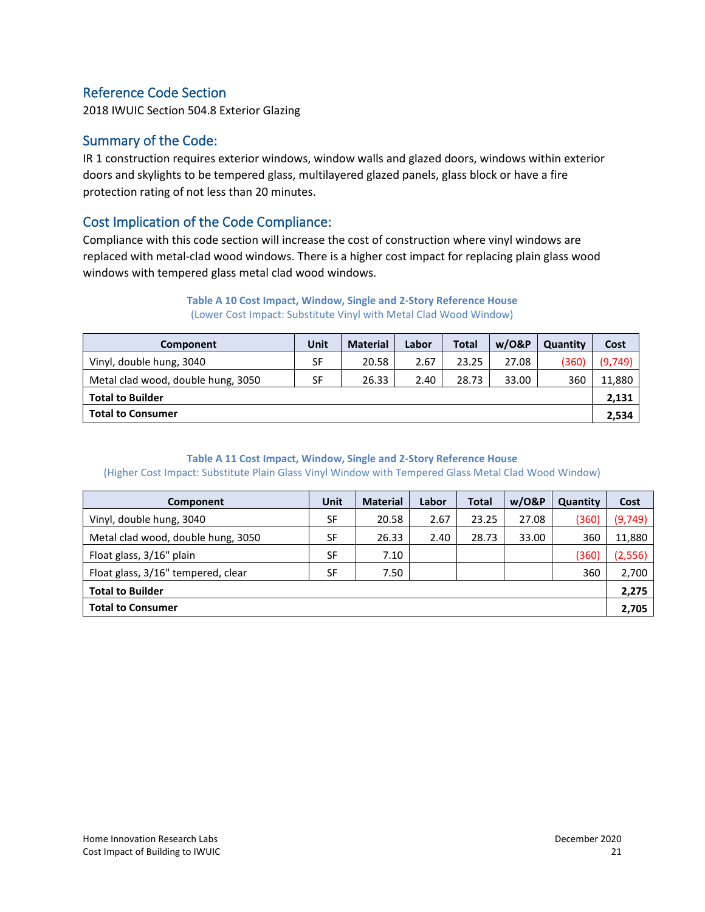## Reference Code Section

2018 IWUIC Section 504.8 Exterior Glazing

## Summary of the Code:

IR 1 construction requires exterior windows, window walls and glazed doors, windows within exterior doors and skylights to be tempered glass, multilayered glazed panels, glass block or have a fire protection rating of not less than 20 minutes.

## Cost Implication of the Code Compliance:

Compliance with this code section will increase the cost of construction where vinyl windows are replaced with metal-clad wood windows. There is a higher cost impact for replacing plain glass wood windows with tempered glass metal clad wood windows.

**Table A 10 Cost Impact, Window, Single and 2-Story Reference House**
(Lower Cost Impact: Substitute Vinyl with Metal Clad Wood Window)

| Component | Unit | Material | Labor | Total | w/O&P | Quantity | Cost |
|---|---|---|---|---|---|---|---|
| Vinyl, double hung, 3040 | SF | 20.58 | 2.67 | 23.25 | 27.08 | (360) | (9,749) |
| Metal clad wood, double hung, 3050 | SF | 26.33 | 2.40 | 28.73 | 33.00 | 360 | 11,880 |
| **Total to Builder** | | | | | | | **2,131** |
| **Total to Consumer** | | | | | | | **2,534** |

**Table A 11 Cost Impact, Window, Single and 2-Story Reference House**
(Higher Cost Impact: Substitute Plain Glass Vinyl Window with Tempered Glass Metal Clad Wood Window)

| Component | Unit | Material | Labor | Total | w/O&P | Quantity | Cost |
|---|---|---|---|---|---|---|---|
| Vinyl, double hung, 3040 | SF | 20.58 | 2.67 | 23.25 | 27.08 | (360) | (9,749) |
| Metal clad wood, double hung, 3050 | SF | 26.33 | 2.40 | 28.73 | 33.00 | 360 | 11,880 |
| Float glass, 3/16" plain | SF | 7.10 | | | | (360) | (2,556) |
| Float glass, 3/16" tempered, clear | SF | 7.50 | | | | 360 | 2,700 |
| **Total to Builder** | | | | | | | **2,275** |
| **Total to Consumer** | | | | | | | **2,705** |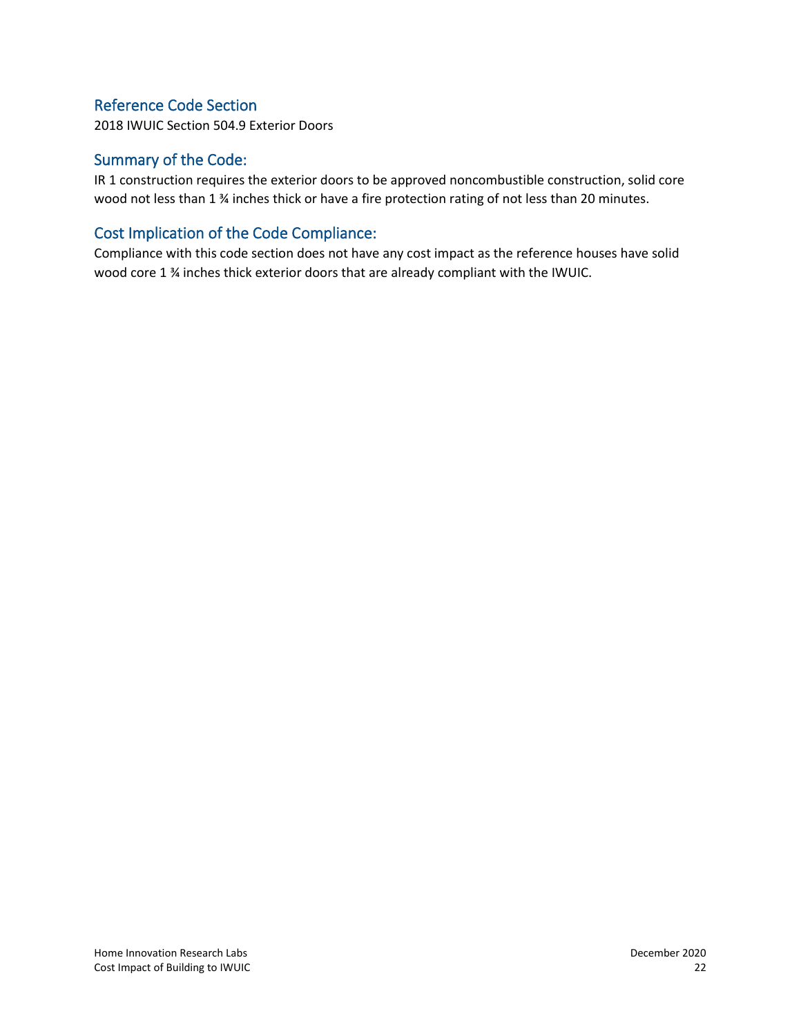## Reference Code Section

2018 IWUIC Section 504.9 Exterior Doors

## Summary of the Code:

IR 1 construction requires the exterior doors to be approved noncombustible construction, solid core wood not less than 1 ¾ inches thick or have a fire protection rating of not less than 20 minutes.

## Cost Implication of the Code Compliance:

Compliance with this code section does not have any cost impact as the reference houses have solid wood core 1 ¾ inches thick exterior doors that are already compliant with the IWUIC.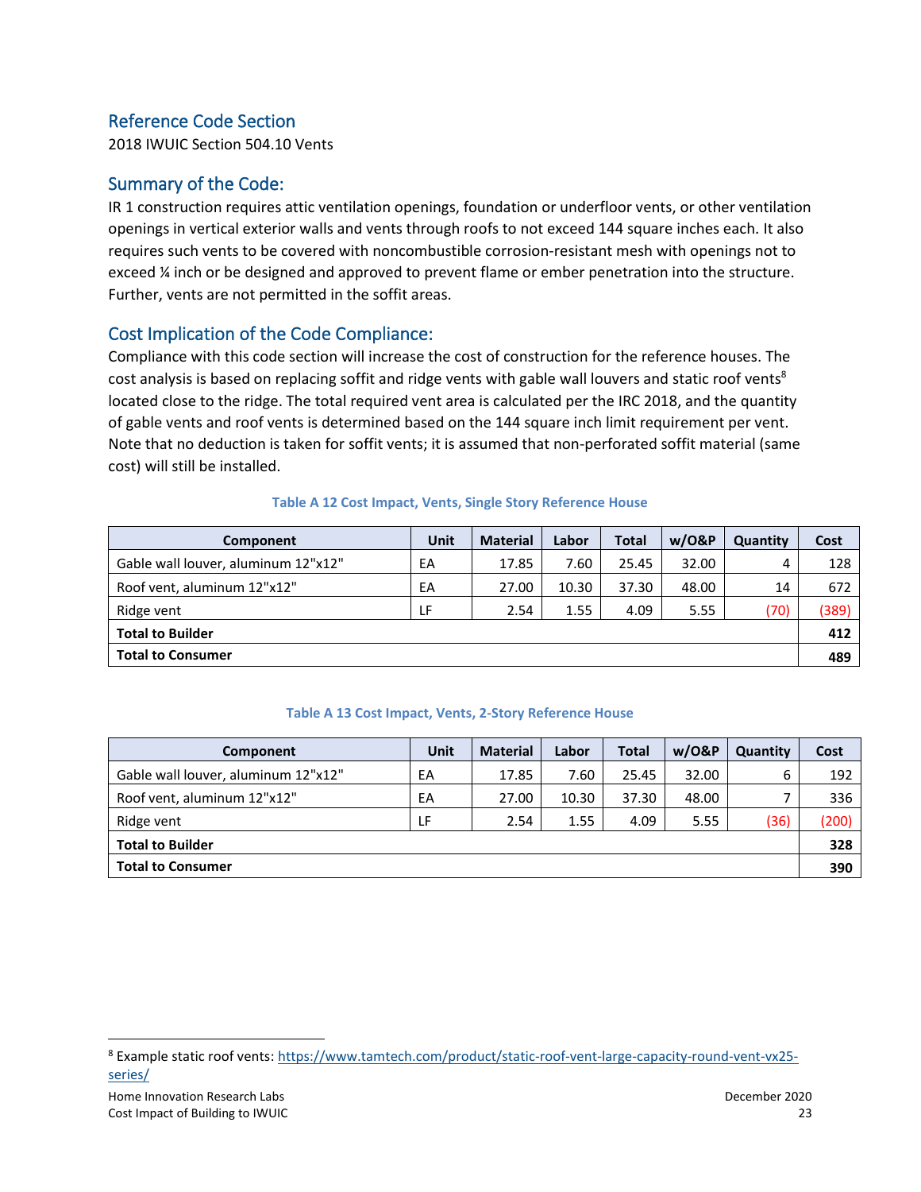## Reference Code Section

2018 IWUIC Section 504.10 Vents

## Summary of the Code:

IR 1 construction requires attic ventilation openings, foundation or underfloor vents, or other ventilation openings in vertical exterior walls and vents through roofs to not exceed 144 square inches each. It also requires such vents to be covered with noncombustible corrosion-resistant mesh with openings not to exceed ¼ inch or be designed and approved to prevent flame or ember penetration into the structure. Further, vents are not permitted in the soffit areas.

## Cost Implication of the Code Compliance:

Compliance with this code section will increase the cost of construction for the reference houses. The cost analysis is based on replacing soffit and ridge vents with gable wall louvers and static roof vents[8] located close to the ridge. The total required vent area is calculated per the IRC 2018, and the quantity of gable vents and roof vents is determined based on the 144 square inch limit requirement per vent. Note that no deduction is taken for soffit vents; it is assumed that non-perforated soffit material (same cost) will still be installed.

**Table A 12 Cost Impact, Vents, Single Story Reference House**

| Component | Unit | Material | Labor | Total | w/O&P | Quantity | Cost |
|---|---|---|---|---|---|---|---|
| Gable wall louver, aluminum 12"x12" | EA | 17.85 | 7.60 | 25.45 | 32.00 | 4 | 128 |
| Roof vent, aluminum 12"x12" | EA | 27.00 | 10.30 | 37.30 | 48.00 | 14 | 672 |
| Ridge vent | LF | 2.54 | 1.55 | 4.09 | 5.55 | (70) | (389) |
| **Total to Builder** | | | | | | | **412** |
| **Total to Consumer** | | | | | | | **489** |

**Table A 13 Cost Impact, Vents, 2-Story Reference House**

| Component | Unit | Material | Labor | Total | w/O&P | Quantity | Cost |
|---|---|---|---|---|---|---|---|
| Gable wall louver, aluminum 12"x12" | EA | 17.85 | 7.60 | 25.45 | 32.00 | 6 | 192 |
| Roof vent, aluminum 12"x12" | EA | 27.00 | 10.30 | 37.30 | 48.00 | 7 | 336 |
| Ridge vent | LF | 2.54 | 1.55 | 4.09 | 5.55 | (36) | (200) |
| **Total to Builder** | | | | | | | **328** |
| **Total to Consumer** | | | | | | | **390** |

[8] Example static roof vents: https://www.tamtech.com/product/static-roof-vent-large-capacity-round-vent-vx25-series/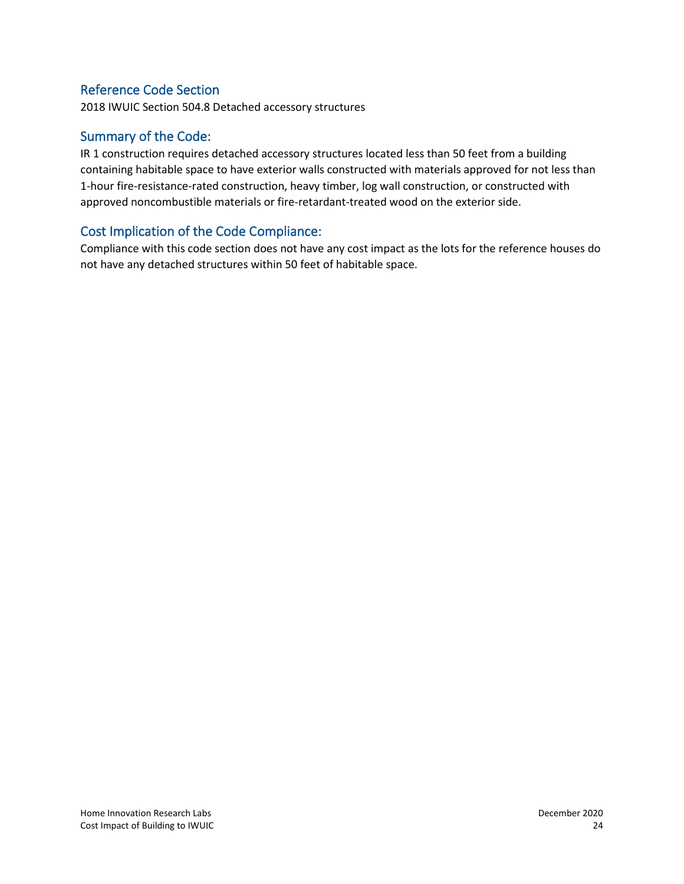## Reference Code Section

2018 IWUIC Section 504.8 Detached accessory structures

## Summary of the Code:

IR 1 construction requires detached accessory structures located less than 50 feet from a building containing habitable space to have exterior walls constructed with materials approved for not less than 1-hour fire-resistance-rated construction, heavy timber, log wall construction, or constructed with approved noncombustible materials or fire-retardant-treated wood on the exterior side.

## Cost Implication of the Code Compliance:

Compliance with this code section does not have any cost impact as the lots for the reference houses do not have any detached structures within 50 feet of habitable space.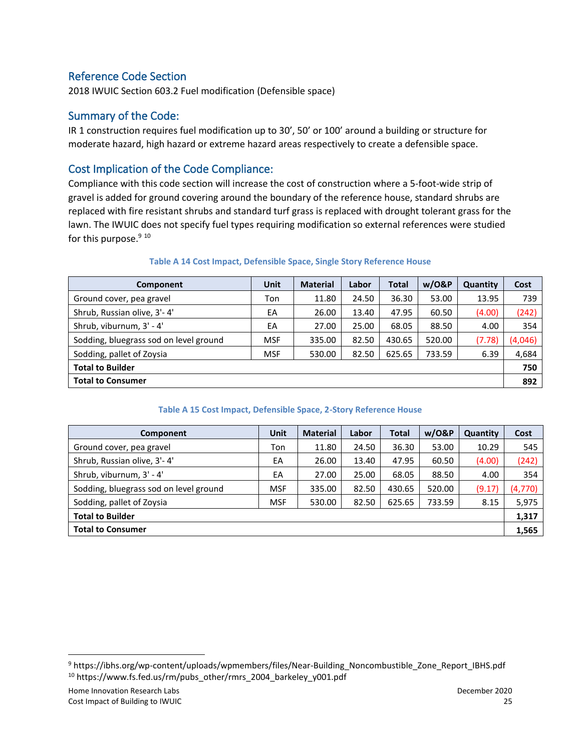## Reference Code Section

2018 IWUIC Section 603.2 Fuel modification (Defensible space)

## Summary of the Code:

IR 1 construction requires fuel modification up to 30', 50' or 100' around a building or structure for moderate hazard, high hazard or extreme hazard areas respectively to create a defensible space.

## Cost Implication of the Code Compliance:

Compliance with this code section will increase the cost of construction where a 5-foot-wide strip of gravel is added for ground covering around the boundary of the reference house, standard shrubs are replaced with fire resistant shrubs and standard turf grass is replaced with drought tolerant grass for the lawn. The IWUIC does not specify fuel types requiring modification so external references were studied for this purpose.[9] [10]

**Table A 14 Cost Impact, Defensible Space, Single Story Reference House**

| Component | Unit | Material | Labor | Total | w/O&P | Quantity | Cost |
|---|---|---|---|---|---|---|---|
| Ground cover, pea gravel | Ton | 11.80 | 24.50 | 36.30 | 53.00 | 13.95 | 739 |
| Shrub, Russian olive, 3'- 4' | EA | 26.00 | 13.40 | 47.95 | 60.50 | (4.00) | (242) |
| Shrub, viburnum, 3' - 4' | EA | 27.00 | 25.00 | 68.05 | 88.50 | 4.00 | 354 |
| Sodding, bluegrass sod on level ground | MSF | 335.00 | 82.50 | 430.65 | 520.00 | (7.78) | (4,046) |
| Sodding, pallet of Zoysia | MSF | 530.00 | 82.50 | 625.65 | 733.59 | 6.39 | 4,684 |
| **Total to Builder** | | | | | | | **750** |
| **Total to Consumer** | | | | | | | **892** |

**Table A 15 Cost Impact, Defensible Space, 2-Story Reference House**

| Component | Unit | Material | Labor | Total | w/O&P | Quantity | Cost |
|---|---|---|---|---|---|---|---|
| Ground cover, pea gravel | Ton | 11.80 | 24.50 | 36.30 | 53.00 | 10.29 | 545 |
| Shrub, Russian olive, 3'- 4' | EA | 26.00 | 13.40 | 47.95 | 60.50 | (4.00) | (242) |
| Shrub, viburnum, 3' - 4' | EA | 27.00 | 25.00 | 68.05 | 88.50 | 4.00 | 354 |
| Sodding, bluegrass sod on level ground | MSF | 335.00 | 82.50 | 430.65 | 520.00 | (9.17) | (4,770) |
| Sodding, pallet of Zoysia | MSF | 530.00 | 82.50 | 625.65 | 733.59 | 8.15 | 5,975 |
| **Total to Builder** | | | | | | | **1,317** |
| **Total to Consumer** | | | | | | | **1,565** |

[9] https://ibhs.org/wp-content/uploads/wpmembers/files/Near-Building_Noncombustible_Zone_Report_IBHS.pdf
[10] https://www.fs.fed.us/rm/pubs_other/rmrs_2004_barkeley_y001.pdf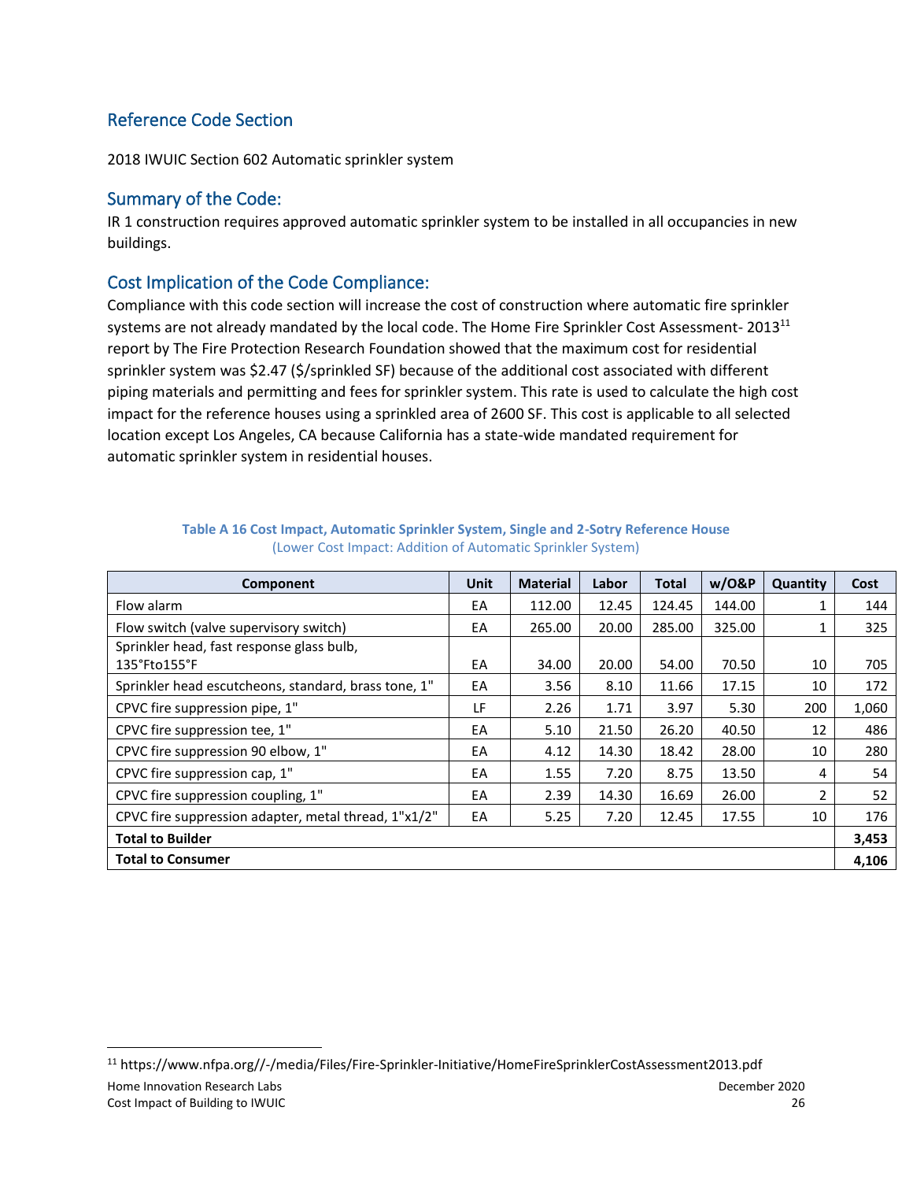## Reference Code Section

2018 IWUIC Section 602 Automatic sprinkler system

## Summary of the Code:

IR 1 construction requires approved automatic sprinkler system to be installed in all occupancies in new buildings.

## Cost Implication of the Code Compliance:

Compliance with this code section will increase the cost of construction where automatic fire sprinkler systems are not already mandated by the local code. The Home Fire Sprinkler Cost Assessment- 2013[11] report by The Fire Protection Research Foundation showed that the maximum cost for residential sprinkler system was $2.47 ($/sprinkled SF) because of the additional cost associated with different piping materials and permitting and fees for sprinkler system. This rate is used to calculate the high cost impact for the reference houses using a sprinkled area of 2600 SF. This cost is applicable to all selected location except Los Angeles, CA because California has a state-wide mandated requirement for automatic sprinkler system in residential houses.

**Table A 16 Cost Impact, Automatic Sprinkler System, Single and 2-Sotry Reference House**
(Lower Cost Impact: Addition of Automatic Sprinkler System)

| Component | Unit | Material | Labor | Total | w/O&P | Quantity | Cost |
|---|---|---|---|---|---|---|---|
| Flow alarm | EA | 112.00 | 12.45 | 124.45 | 144.00 | 1 | 144 |
| Flow switch (valve supervisory switch) | EA | 265.00 | 20.00 | 285.00 | 325.00 | 1 | 325 |
| Sprinkler head, fast response glass bulb, 135°Fto155°F | EA | 34.00 | 20.00 | 54.00 | 70.50 | 10 | 705 |
| Sprinkler head escutcheons, standard, brass tone, 1" | EA | 3.56 | 8.10 | 11.66 | 17.15 | 10 | 172 |
| CPVC fire suppression pipe, 1" | LF | 2.26 | 1.71 | 3.97 | 5.30 | 200 | 1,060 |
| CPVC fire suppression tee, 1" | EA | 5.10 | 21.50 | 26.20 | 40.50 | 12 | 486 |
| CPVC fire suppression 90 elbow, 1" | EA | 4.12 | 14.30 | 18.42 | 28.00 | 10 | 280 |
| CPVC fire suppression cap, 1" | EA | 1.55 | 7.20 | 8.75 | 13.50 | 4 | 54 |
| CPVC fire suppression coupling, 1" | EA | 2.39 | 14.30 | 16.69 | 26.00 | 2 | 52 |
| CPVC fire suppression adapter, metal thread, 1"x1/2" | EA | 5.25 | 7.20 | 12.45 | 17.55 | 10 | 176 |
| **Total to Builder** | | | | | | | **3,453** |
| **Total to Consumer** | | | | | | | **4,106** |

[11] https://www.nfpa.org//-/media/Files/Fire-Sprinkler-Initiative/HomeFireSprinklerCostAssessment2013.pdf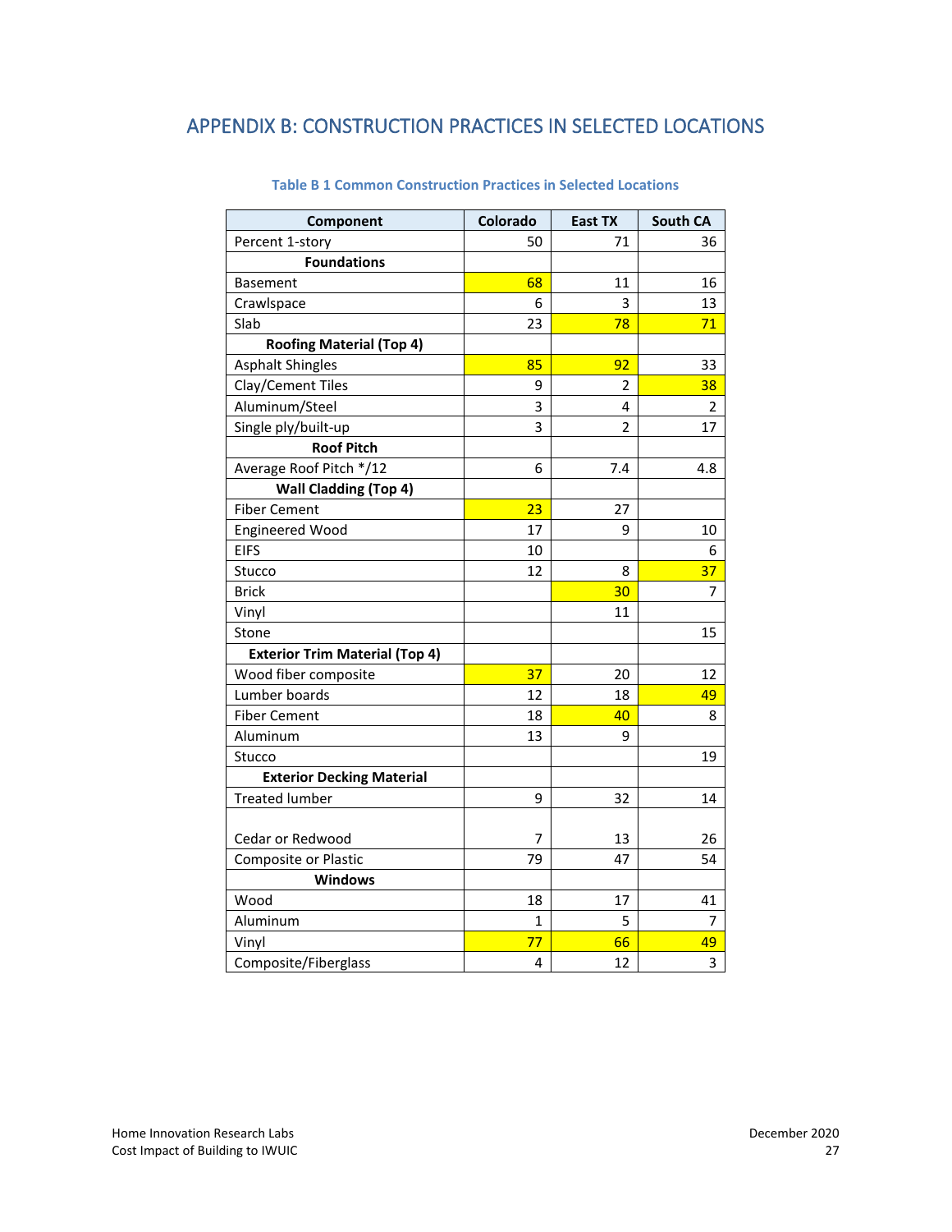## APPENDIX B: CONSTRUCTION PRACTICES IN SELECTED LOCATIONS

**Table B 1 Common Construction Practices in Selected Locations**

| Component | Colorado | East TX | South CA |
|---|---|---|---|
| Percent 1-story | 50 | 71 | 36 |
| **Foundations** | | | |
| Basement | 68 | 11 | 16 |
| Crawlspace | 6 | 3 | 13 |
| Slab | 23 | 78 | 71 |
| **Roofing Material (Top 4)** | | | |
| Asphalt Shingles | 85 | 92 | 33 |
| Clay/Cement Tiles | 9 | 2 | 38 |
| Aluminum/Steel | 3 | 4 | 2 |
| Single ply/built-up | 3 | 2 | 17 |
| **Roof Pitch** | | | |
| Average Roof Pitch */12 | 6 | 7.4 | 4.8 |
| **Wall Cladding (Top 4)** | | | |
| Fiber Cement | 23 | 27 | |
| Engineered Wood | 17 | 9 | 10 |
| EIFS | 10 | | 6 |
| Stucco | 12 | 8 | 37 |
| Brick | | 30 | 7 |
| Vinyl | | 11 | |
| Stone | | | 15 |
| **Exterior Trim Material (Top 4)** | | | |
| Wood fiber composite | 37 | 20 | 12 |
| Lumber boards | 12 | 18 | 49 |
| Fiber Cement | 18 | 40 | 8 |
| Aluminum | 13 | 9 | |
| Stucco | | | 19 |
| **Exterior Decking Material** | | | |
| Treated lumber | 9 | 32 | 14 |
| Cedar or Redwood | 7 | 13 | 26 |
| Composite or Plastic | 79 | 47 | 54 |
| **Windows** | | | |
| Wood | 18 | 17 | 41 |
| Aluminum | 1 | 5 | 7 |
| Vinyl | 77 | 66 | 49 |
| Composite/Fiberglass | 4 | 12 | 3 |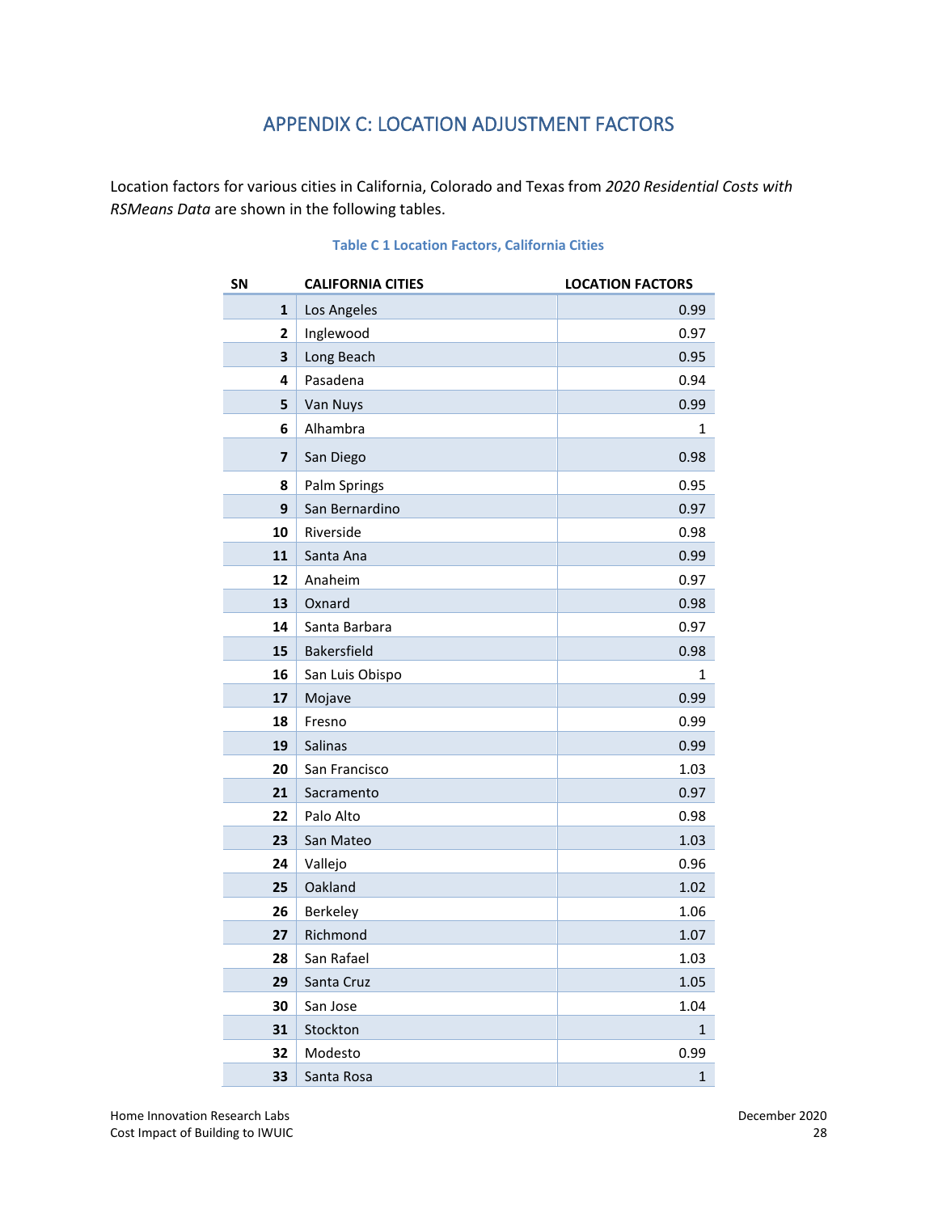## APPENDIX C: LOCATION ADJUSTMENT FACTORS

Location factors for various cities in California, Colorado and Texas from *2020 Residential Costs with RSMeans Data* are shown in the following tables.

**Table C 1 Location Factors, California Cities**

| SN | CALIFORNIA CITIES | LOCATION FACTORS |
|---|---|---|
| 1 | Los Angeles | 0.99 |
| 2 | Inglewood | 0.97 |
| 3 | Long Beach | 0.95 |
| 4 | Pasadena | 0.94 |
| 5 | Van Nuys | 0.99 |
| 6 | Alhambra | 1 |
| 7 | San Diego | 0.98 |
| 8 | Palm Springs | 0.95 |
| 9 | San Bernardino | 0.97 |
| 10 | Riverside | 0.98 |
| 11 | Santa Ana | 0.99 |
| 12 | Anaheim | 0.97 |
| 13 | Oxnard | 0.98 |
| 14 | Santa Barbara | 0.97 |
| 15 | Bakersfield | 0.98 |
| 16 | San Luis Obispo | 1 |
| 17 | Mojave | 0.99 |
| 18 | Fresno | 0.99 |
| 19 | Salinas | 0.99 |
| 20 | San Francisco | 1.03 |
| 21 | Sacramento | 0.97 |
| 22 | Palo Alto | 0.98 |
| 23 | San Mateo | 1.03 |
| 24 | Vallejo | 0.96 |
| 25 | Oakland | 1.02 |
| 26 | Berkeley | 1.06 |
| 27 | Richmond | 1.07 |
| 28 | San Rafael | 1.03 |
| 29 | Santa Cruz | 1.05 |
| 30 | San Jose | 1.04 |
| 31 | Stockton | 1 |
| 32 | Modesto | 0.99 |
| 33 | Santa Rosa | 1 |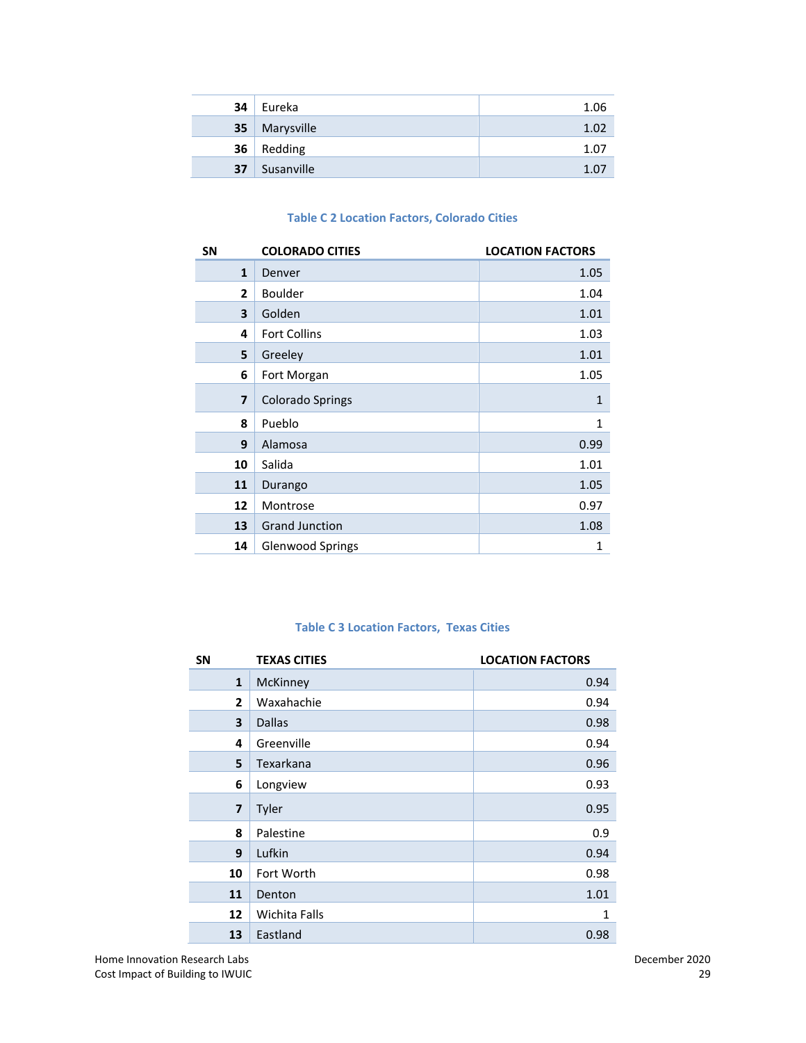| | | |
|---|---|---|
| 34 | Eureka | 1.06 |
| 35 | Marysville | 1.02 |
| 36 | Redding | 1.07 |
| 37 | Susanville | 1.07 |

### Table C 2 Location Factors, Colorado Cities

| SN | COLORADO CITIES | LOCATION FACTORS |
|---|---|---|
| 1 | Denver | 1.05 |
| 2 | Boulder | 1.04 |
| 3 | Golden | 1.01 |
| 4 | Fort Collins | 1.03 |
| 5 | Greeley | 1.01 |
| 6 | Fort Morgan | 1.05 |
| 7 | Colorado Springs | 1 |
| 8 | Pueblo | 1 |
| 9 | Alamosa | 0.99 |
| 10 | Salida | 1.01 |
| 11 | Durango | 1.05 |
| 12 | Montrose | 0.97 |
| 13 | Grand Junction | 1.08 |
| 14 | Glenwood Springs | 1 |

### Table C 3 Location Factors, Texas Cities

| SN | TEXAS CITIES | LOCATION FACTORS |
|---|---|---|
| 1 | McKinney | 0.94 |
| 2 | Waxahachie | 0.94 |
| 3 | Dallas | 0.98 |
| 4 | Greenville | 0.94 |
| 5 | Texarkana | 0.96 |
| 6 | Longview | 0.93 |
| 7 | Tyler | 0.95 |
| 8 | Palestine | 0.9 |
| 9 | Lufkin | 0.94 |
| 10 | Fort Worth | 0.98 |
| 11 | Denton | 1.01 |
| 12 | Wichita Falls | 1 |
| 13 | Eastland | 0.98 |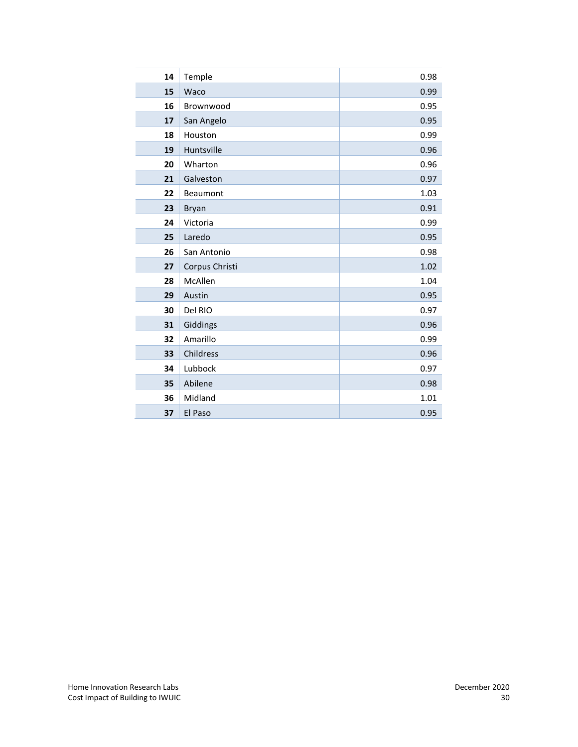| | | |
|---|---|---|
| **14** | Temple | 0.98 |
| **15** | Waco | 0.99 |
| **16** | Brownwood | 0.95 |
| **17** | San Angelo | 0.95 |
| **18** | Houston | 0.99 |
| **19** | Huntsville | 0.96 |
| **20** | Wharton | 0.96 |
| **21** | Galveston | 0.97 |
| **22** | Beaumont | 1.03 |
| **23** | Bryan | 0.91 |
| **24** | Victoria | 0.99 |
| **25** | Laredo | 0.95 |
| **26** | San Antonio | 0.98 |
| **27** | Corpus Christi | 1.02 |
| **28** | McAllen | 1.04 |
| **29** | Austin | 0.95 |
| **30** | Del RIO | 0.97 |
| **31** | Giddings | 0.96 |
| **32** | Amarillo | 0.99 |
| **33** | Childress | 0.96 |
| **34** | Lubbock | 0.97 |
| **35** | Abilene | 0.98 |
| **36** | Midland | 1.01 |
| **37** | El Paso | 0.95 |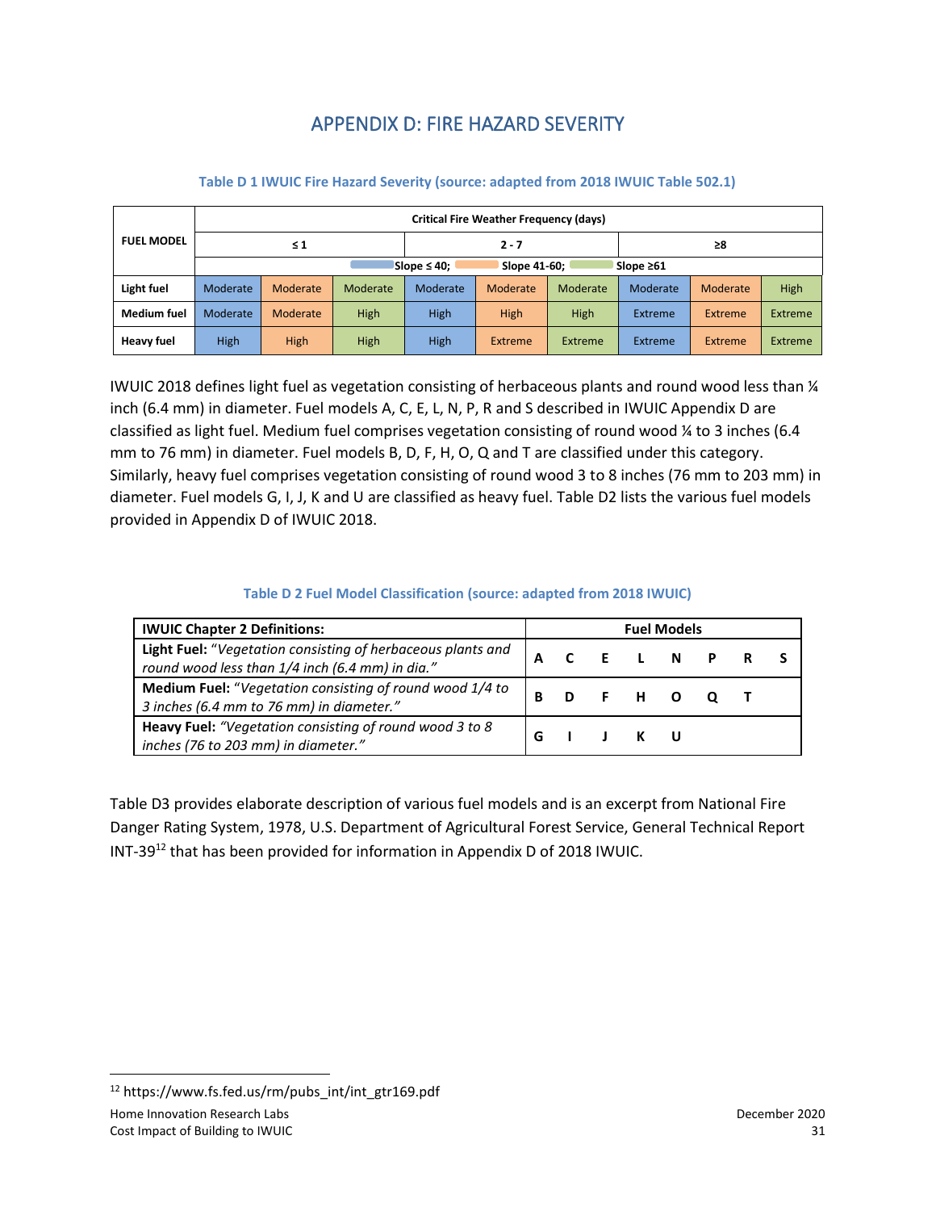# APPENDIX D: FIRE HAZARD SEVERITY

**Table D 1 IWUIC Fire Hazard Severity (source: adapted from 2018 IWUIC Table 502.1)**

| FUEL MODEL | Critical Fire Weather Frequency (days) | | | | | | | | |
|---|---|---|---|---|---|---|---|---|---|
| | ≤ 1 | | | 2 - 7 | | | ≥8 | | |
| | Slope ≤ 40 | Slope 41-60 | Slope ≥61 | Slope ≤ 40 | Slope 41-60 | Slope ≥61 | Slope ≤ 40 | Slope 41-60 | Slope ≥61 |
| **Light fuel** | Moderate | Moderate | Moderate | Moderate | Moderate | Moderate | Moderate | Moderate | High |
| **Medium fuel** | Moderate | Moderate | High | High | High | High | Extreme | Extreme | Extreme |
| **Heavy fuel** | High | High | High | High | Extreme | Extreme | Extreme | Extreme | Extreme |

IWUIC 2018 defines light fuel as vegetation consisting of herbaceous plants and round wood less than ¼ inch (6.4 mm) in diameter. Fuel models A, C, E, L, N, P, R and S described in IWUIC Appendix D are classified as light fuel. Medium fuel comprises vegetation consisting of round wood ¼ to 3 inches (6.4 mm to 76 mm) in diameter. Fuel models B, D, F, H, O, Q and T are classified under this category. Similarly, heavy fuel comprises vegetation consisting of round wood 3 to 8 inches (76 mm to 203 mm) in diameter. Fuel models G, I, J, K and U are classified as heavy fuel. Table D2 lists the various fuel models provided in Appendix D of IWUIC 2018.

**Table D 2 Fuel Model Classification (source: adapted from 2018 IWUIC)**

| IWUIC Chapter 2 Definitions: | Fuel Models | | | | | | | |
|---|---|---|---|---|---|---|---|---|
| **Light Fuel:** *"Vegetation consisting of herbaceous plants and round wood less than 1/4 inch (6.4 mm) in dia."* | A | C | E | L | N | P | R | S |
| **Medium Fuel:** *"Vegetation consisting of round wood 1/4 to 3 inches (6.4 mm to 76 mm) in diameter."* | B | D | F | H | O | Q | T | |
| **Heavy Fuel:** *"Vegetation consisting of round wood 3 to 8 inches (76 to 203 mm) in diameter."* | G | I | J | K | U | | | |

Table D3 provides elaborate description of various fuel models and is an excerpt from National Fire Danger Rating System, 1978, U.S. Department of Agricultural Forest Service, General Technical Report INT-39[12] that has been provided for information in Appendix D of 2018 IWUIC.

[12] https://www.fs.fed.us/rm/pubs_int/int_gtr169.pdf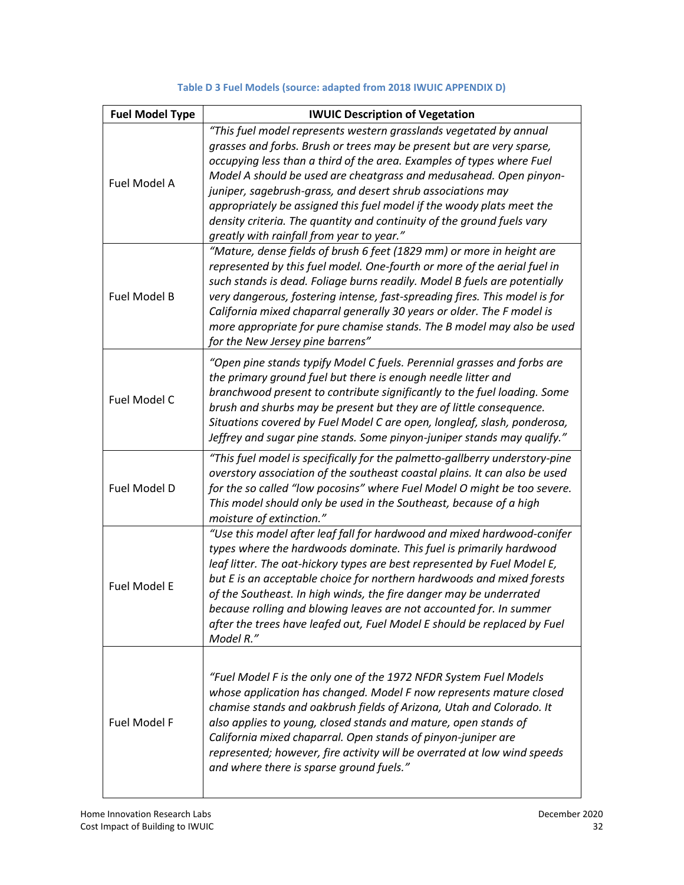**Table D 3 Fuel Models (source: adapted from 2018 IWUIC APPENDIX D)**

| Fuel Model Type | IWUIC Description of Vegetation |
|---|---|
| Fuel Model A | *"This fuel model represents western grasslands vegetated by annual grasses and forbs. Brush or trees may be present but are very sparse, occupying less than a third of the area. Examples of types where Fuel Model A should be used are cheatgrass and medusahead. Open pinyon-juniper, sagebrush-grass, and desert shrub associations may appropriately be assigned this fuel model if the woody plats meet the density criteria. The quantity and continuity of the ground fuels vary greatly with rainfall from year to year."* |
| Fuel Model B | *"Mature, dense fields of brush 6 feet (1829 mm) or more in height are represented by this fuel model. One-fourth or more of the aerial fuel in such stands is dead. Foliage burns readily. Model B fuels are potentially very dangerous, fostering intense, fast-spreading fires. This model is for California mixed chaparral generally 30 years or older. The F model is more appropriate for pure chamise stands. The B model may also be used for the New Jersey pine barrens"* |
| Fuel Model C | *"Open pine stands typify Model C fuels. Perennial grasses and forbs are the primary ground fuel but there is enough needle litter and branchwood present to contribute significantly to the fuel loading. Some brush and shurbs may be present but they are of little consequence. Situations covered by Fuel Model C are open, longleaf, slash, ponderosa, Jeffrey and sugar pine stands. Some pinyon-juniper stands may qualify."* |
| Fuel Model D | *"This fuel model is specifically for the palmetto-gallberry understory-pine overstory association of the southeast coastal plains. It can also be used for the so called "low pocosins" where Fuel Model O might be too severe. This model should only be used in the Southeast, because of a high moisture of extinction."* |
| Fuel Model E | *"Use this model after leaf fall for hardwood and mixed hardwood-conifer types where the hardwoods dominate. This fuel is primarily hardwood leaf litter. The oat-hickory types are best represented by Fuel Model E, but E is an acceptable choice for northern hardwoods and mixed forests of the Southeast. In high winds, the fire danger may be underrated because rolling and blowing leaves are not accounted for. In summer after the trees have leafed out, Fuel Model E should be replaced by Fuel Model R."* |
| Fuel Model F | *"Fuel Model F is the only one of the 1972 NFDR System Fuel Models whose application has changed. Model F now represents mature closed chamise stands and oakbrush fields of Arizona, Utah and Colorado. It also applies to young, closed stands and mature, open stands of California mixed chaparral. Open stands of pinyon-juniper are represented; however, fire activity will be overrated at low wind speeds and where there is sparse ground fuels."* |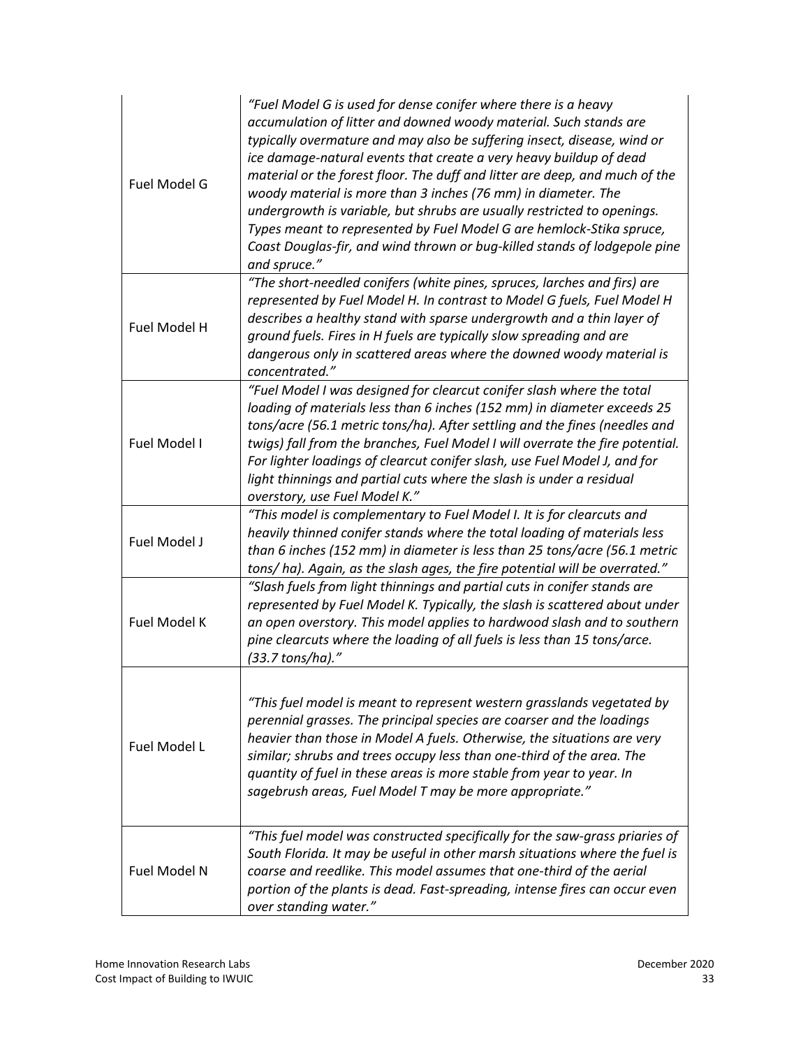| | |
|---|---|
| Fuel Model G | *"Fuel Model G is used for dense conifer where there is a heavy accumulation of litter and downed woody material. Such stands are typically overmature and may also be suffering insect, disease, wind or ice damage-natural events that create a very heavy buildup of dead material or the forest floor. The duff and litter are deep, and much of the woody material is more than 3 inches (76 mm) in diameter. The undergrowth is variable, but shrubs are usually restricted to openings. Types meant to represented by Fuel Model G are hemlock-Stika spruce, Coast Douglas-fir, and wind thrown or bug-killed stands of lodgepole pine and spruce."* |
| Fuel Model H | *"The short-needled conifers (white pines, spruces, larches and firs) are represented by Fuel Model H. In contrast to Model G fuels, Fuel Model H describes a healthy stand with sparse undergrowth and a thin layer of ground fuels. Fires in H fuels are typically slow spreading and are dangerous only in scattered areas where the downed woody material is concentrated."* |
| Fuel Model I | *"Fuel Model I was designed for clearcut conifer slash where the total loading of materials less than 6 inches (152 mm) in diameter exceeds 25 tons/acre (56.1 metric tons/ha). After settling and the fines (needles and twigs) fall from the branches, Fuel Model I will overrate the fire potential. For lighter loadings of clearcut conifer slash, use Fuel Model J, and for light thinnings and partial cuts where the slash is under a residual overstory, use Fuel Model K."* |
| Fuel Model J | *"This model is complementary to Fuel Model I. It is for clearcuts and heavily thinned conifer stands where the total loading of materials less than 6 inches (152 mm) in diameter is less than 25 tons/acre (56.1 metric tons/ ha). Again, as the slash ages, the fire potential will be overrated."* |
| Fuel Model K | *"Slash fuels from light thinnings and partial cuts in conifer stands are represented by Fuel Model K. Typically, the slash is scattered about under an open overstory. This model applies to hardwood slash and to southern pine clearcuts where the loading of all fuels is less than 15 tons/arce. (33.7 tons/ha)."* |
| Fuel Model L | *"This fuel model is meant to represent western grasslands vegetated by perennial grasses. The principal species are coarser and the loadings heavier than those in Model A fuels. Otherwise, the situations are very similar; shrubs and trees occupy less than one-third of the area. The quantity of fuel in these areas is more stable from year to year. In sagebrush areas, Fuel Model T may be more appropriate."* |
| Fuel Model N | *"This fuel model was constructed specifically for the saw-grass priaries of South Florida. It may be useful in other marsh situations where the fuel is coarse and reedlike. This model assumes that one-third of the aerial portion of the plants is dead. Fast-spreading, intense fires can occur even over standing water."* |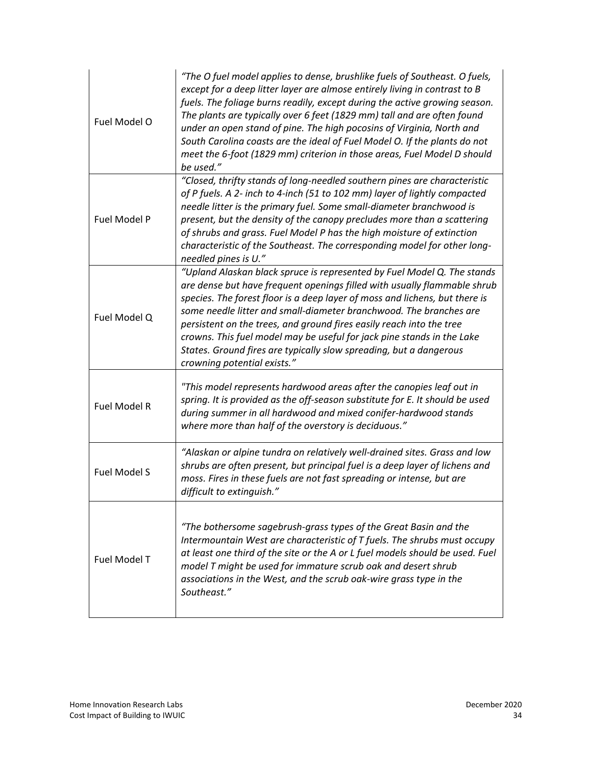| | |
|---|---|
| Fuel Model O | *"The O fuel model applies to dense, brushlike fuels of Southeast. O fuels, except for a deep litter layer are almose entirely living in contrast to B fuels. The foliage burns readily, except during the active growing season. The plants are typically over 6 feet (1829 mm) tall and are often found under an open stand of pine. The high pocosins of Virginia, North and South Carolina coasts are the ideal of Fuel Model O. If the plants do not meet the 6-foot (1829 mm) criterion in those areas, Fuel Model D should be used."* |
| Fuel Model P | *"Closed, thrifty stands of long-needled southern pines are characteristic of P fuels. A 2- inch to 4-inch (51 to 102 mm) layer of lightly compacted needle litter is the primary fuel. Some small-diameter branchwood is present, but the density of the canopy precludes more than a scattering of shrubs and grass. Fuel Model P has the high moisture of extinction characteristic of the Southeast. The corresponding model for other long-needled pines is U."* |
| Fuel Model Q | *"Upland Alaskan black spruce is represented by Fuel Model Q. The stands are dense but have frequent openings filled with usually flammable shrub species. The forest floor is a deep layer of moss and lichens, but there is some needle litter and small-diameter branchwood. The branches are persistent on the trees, and ground fires easily reach into the tree crowns. This fuel model may be useful for jack pine stands in the Lake States. Ground fires are typically slow spreading, but a dangerous crowning potential exists."* |
| Fuel Model R | *"This model represents hardwood areas after the canopies leaf out in spring. It is provided as the off-season substitute for E. It should be used during summer in all hardwood and mixed conifer-hardwood stands where more than half of the overstory is deciduous."* |
| Fuel Model S | *"Alaskan or alpine tundra on relatively well-drained sites. Grass and low shrubs are often present, but principal fuel is a deep layer of lichens and moss. Fires in these fuels are not fast spreading or intense, but are difficult to extinguish."* |
| Fuel Model T | *"The bothersome sagebrush-grass types of the Great Basin and the Intermountain West are characteristic of T fuels. The shrubs must occupy at least one third of the site or the A or L fuel models should be used. Fuel model T might be used for immature scrub oak and desert shrub associations in the West, and the scrub oak-wire grass type in the Southeast."* |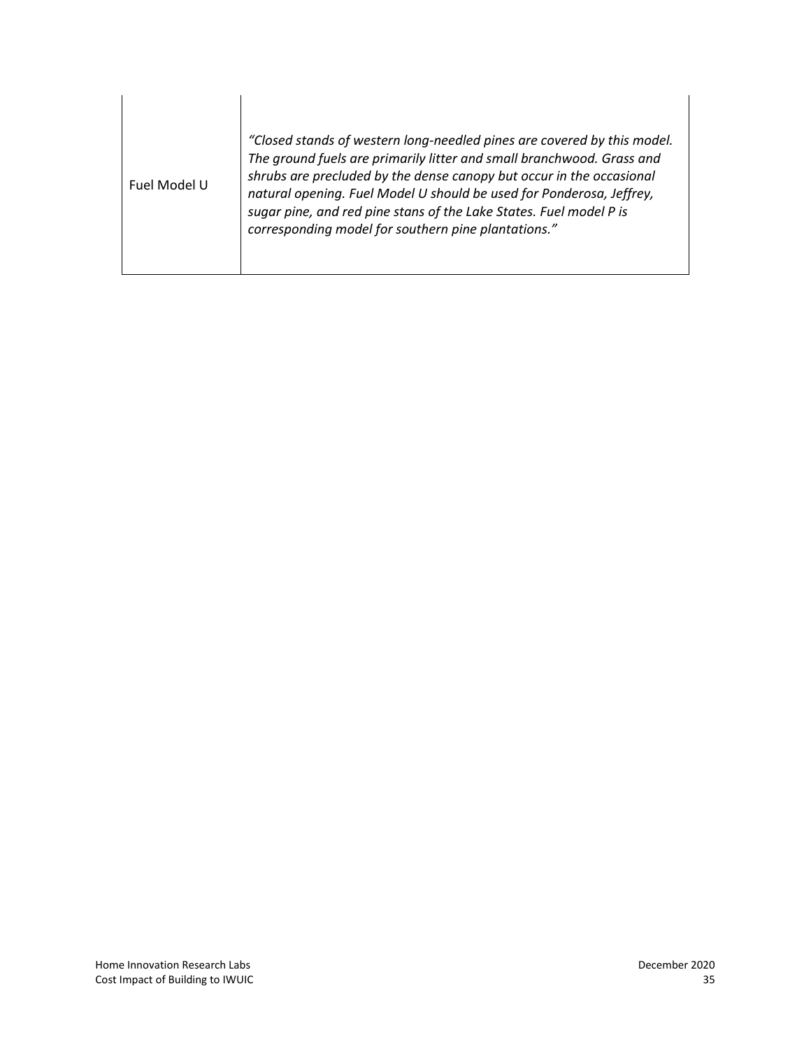| | |
|---|---|
| Fuel Model U | *"Closed stands of western long-needled pines are covered by this model. The ground fuels are primarily litter and small branchwood. Grass and shrubs are precluded by the dense canopy but occur in the occasional natural opening. Fuel Model U should be used for Ponderosa, Jeffrey, sugar pine, and red pine stans of the Lake States. Fuel model P is corresponding model for southern pine plantations."* |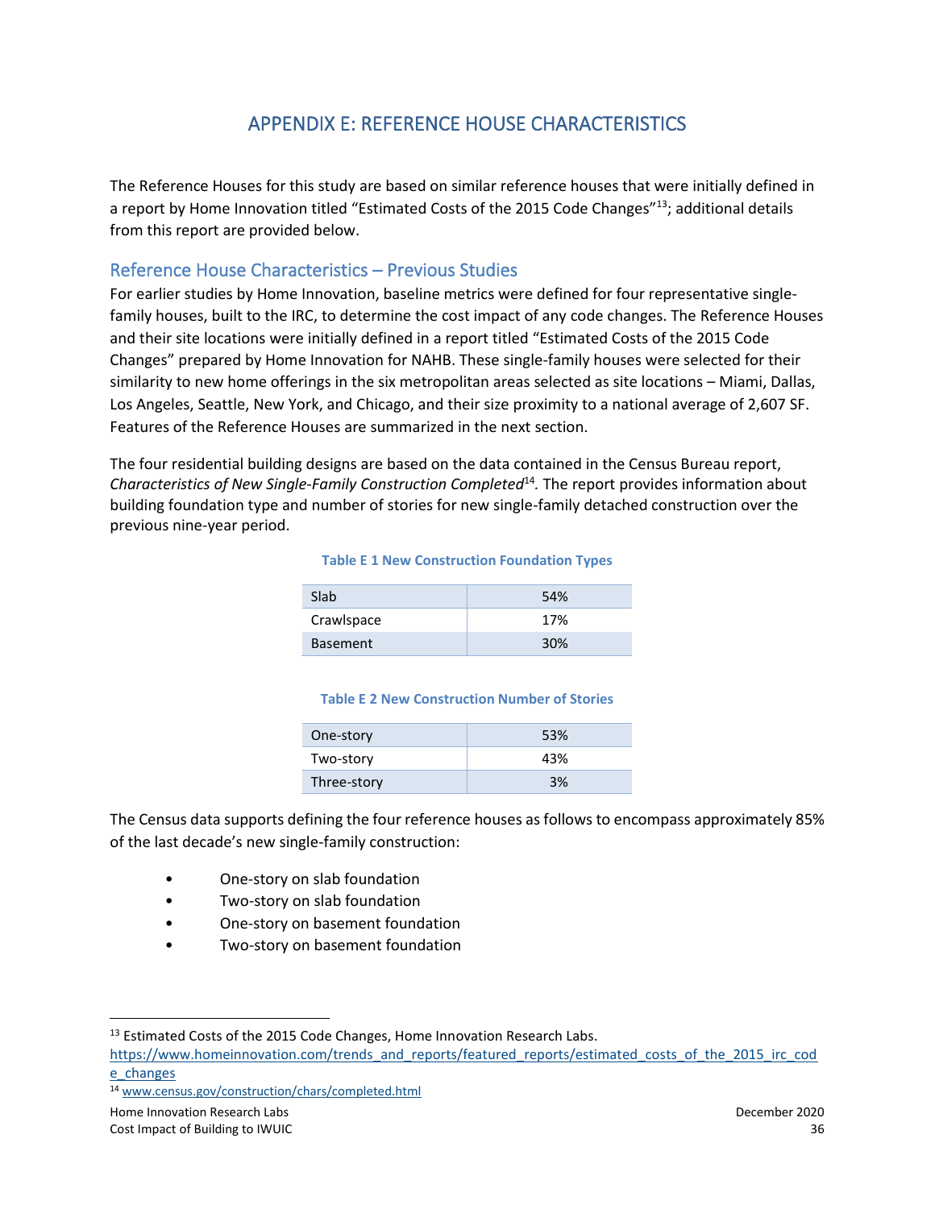# APPENDIX E: REFERENCE HOUSE CHARACTERISTICS

The Reference Houses for this study are based on similar reference houses that were initially defined in a report by Home Innovation titled "Estimated Costs of the 2015 Code Changes"[13]; additional details from this report are provided below.

## Reference House Characteristics – Previous Studies

For earlier studies by Home Innovation, baseline metrics were defined for four representative single-family houses, built to the IRC, to determine the cost impact of any code changes. The Reference Houses and their site locations were initially defined in a report titled "Estimated Costs of the 2015 Code Changes" prepared by Home Innovation for NAHB. These single-family houses were selected for their similarity to new home offerings in the six metropolitan areas selected as site locations – Miami, Dallas, Los Angeles, Seattle, New York, and Chicago, and their size proximity to a national average of 2,607 SF. Features of the Reference Houses are summarized in the next section.

The four residential building designs are based on the data contained in the Census Bureau report, *Characteristics of New Single-Family Construction Completed*[14]. The report provides information about building foundation type and number of stories for new single-family detached construction over the previous nine-year period.

**Table E 1 New Construction Foundation Types**

| | |
|---|---|
| Slab | 54% |
| Crawlspace | 17% |
| Basement | 30% |

**Table E 2 New Construction Number of Stories**

| | |
|---|---|
| One-story | 53% |
| Two-story | 43% |
| Three-story | 3% |

The Census data supports defining the four reference houses as follows to encompass approximately 85% of the last decade's new single-family construction:

- One-story on slab foundation
- Two-story on slab foundation
- One-story on basement foundation
- Two-story on basement foundation

---

[13] Estimated Costs of the 2015 Code Changes, Home Innovation Research Labs. https://www.homeinnovation.com/trends_and_reports/featured_reports/estimated_costs_of_the_2015_irc_code_changes

[14] www.census.gov/construction/chars/completed.html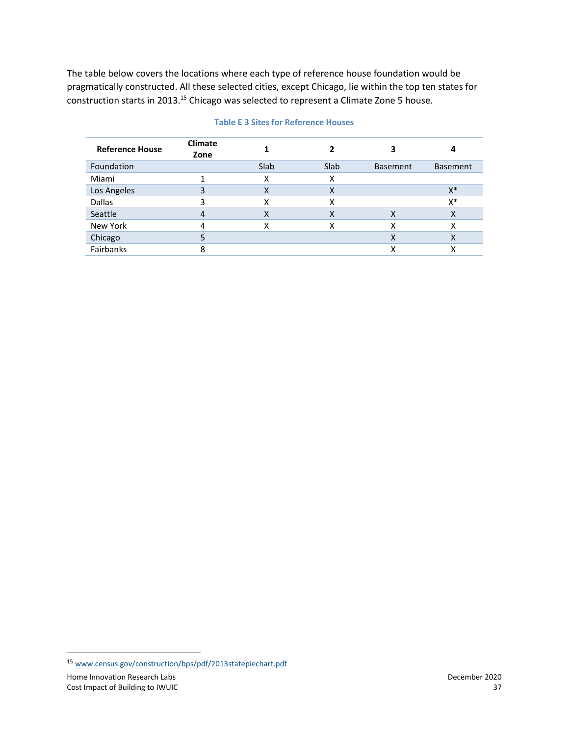The table below covers the locations where each type of reference house foundation would be pragmatically constructed. All these selected cities, except Chicago, lie within the top ten states for construction starts in 2013.[15] Chicago was selected to represent a Climate Zone 5 house.

**Table E 3 Sites for Reference Houses**

| Reference House | Climate Zone | 1 | 2 | 3 | 4 |
|---|---|---|---|---|---|
| Foundation | | Slab | Slab | Basement | Basement |
| Miami | 1 | X | X | | |
| Los Angeles | 3 | X | X | | X* |
| Dallas | 3 | X | X | | X* |
| Seattle | 4 | X | X | X | X |
| New York | 4 | X | X | X | X |
| Chicago | 5 | | | X | X |
| Fairbanks | 8 | | | X | X |

[15] www.census.gov/construction/bps/pdf/2013statepiechart.pdf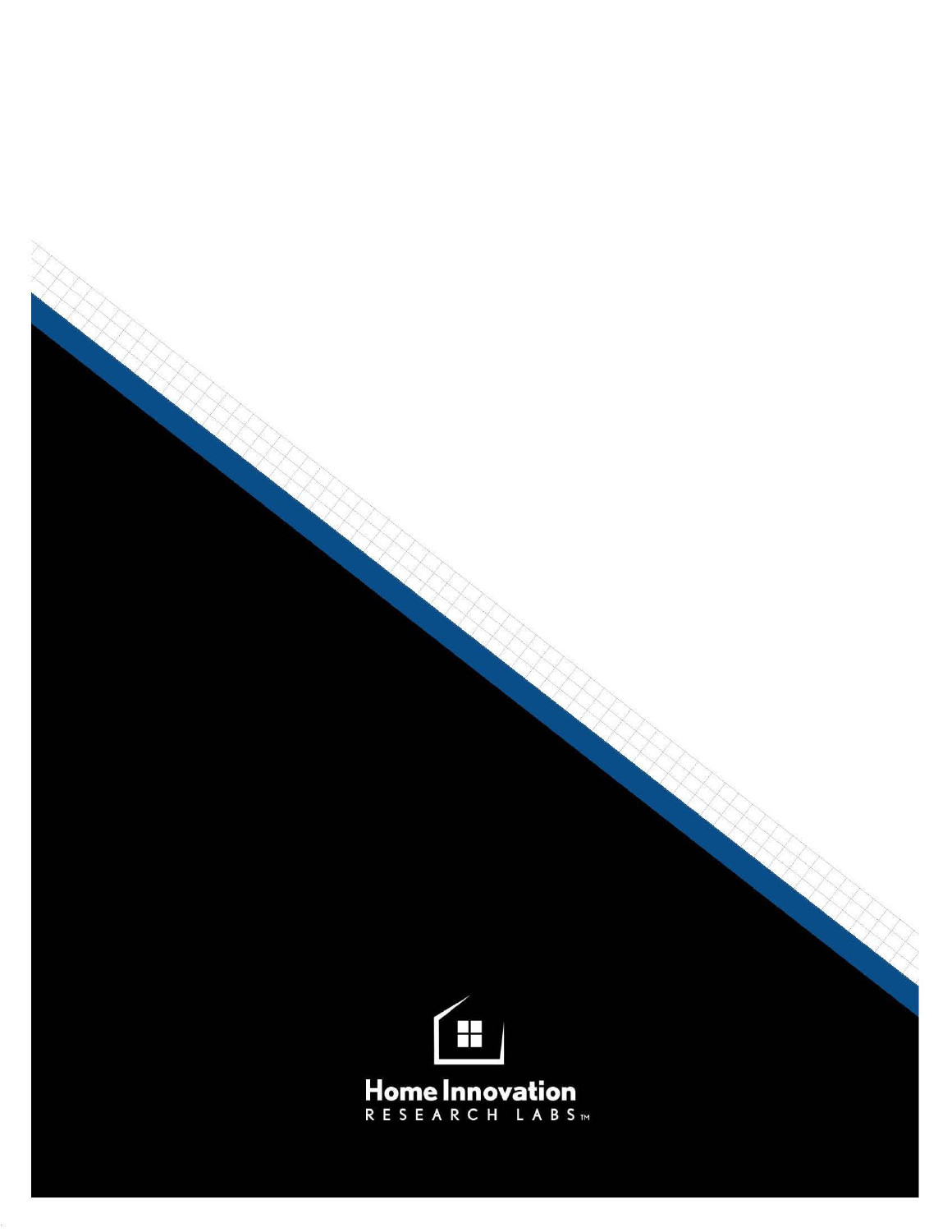Home Innovation

RESEARCH LABS™